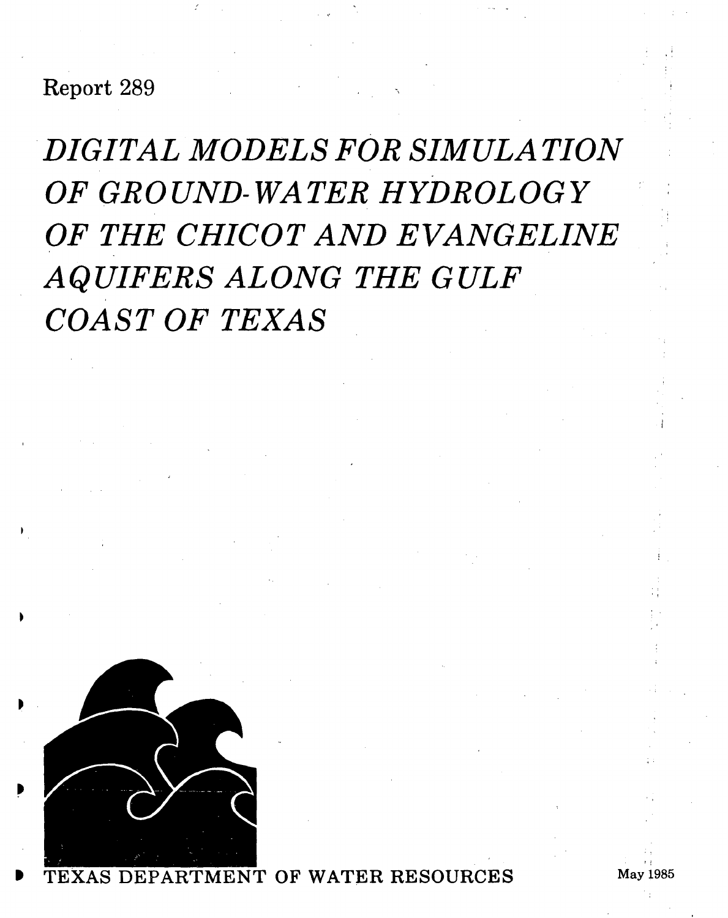Report 289

# *DIGITAL MODELS FOR SIMULATION OF GROUND-WATER HYDROLOGY OF THE CHICOT AND EVANGELINE AQUIFERS ALONG THE GULF COAST OF TEXAS*

TEXAS DEPARTMENT OF WATER RESOURCES

May 1985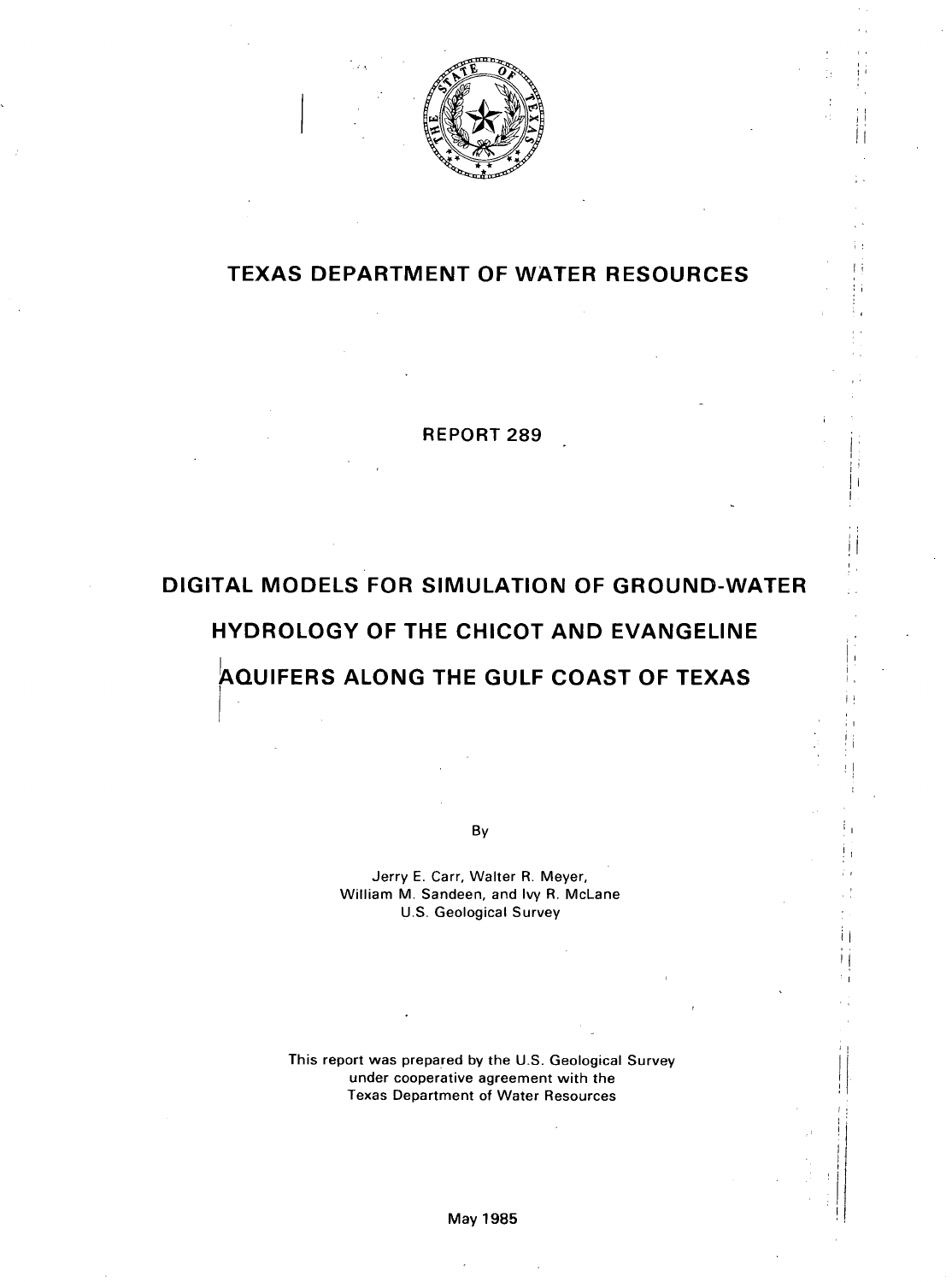# TEXAS DEPARTMENT OF WATER RESOURCES

REPORT 289

# DIGITAL MODELS FOR SIMULATION OF GROUND-WATER HYDROLOGY OF THE CHICOT AND EVANGELINE AQUIFERS ALONG THE GULF COAST OF TEXAS

By

Jerry E. Carr, Walter R. Meyer,
William M. Sandeen, and Ivy R. McLane
U.S. Geological Survey

This report was prepared by the U.S. Geological Survey
under cooperative agreement with the
Texas Department of Water Resources

May 1985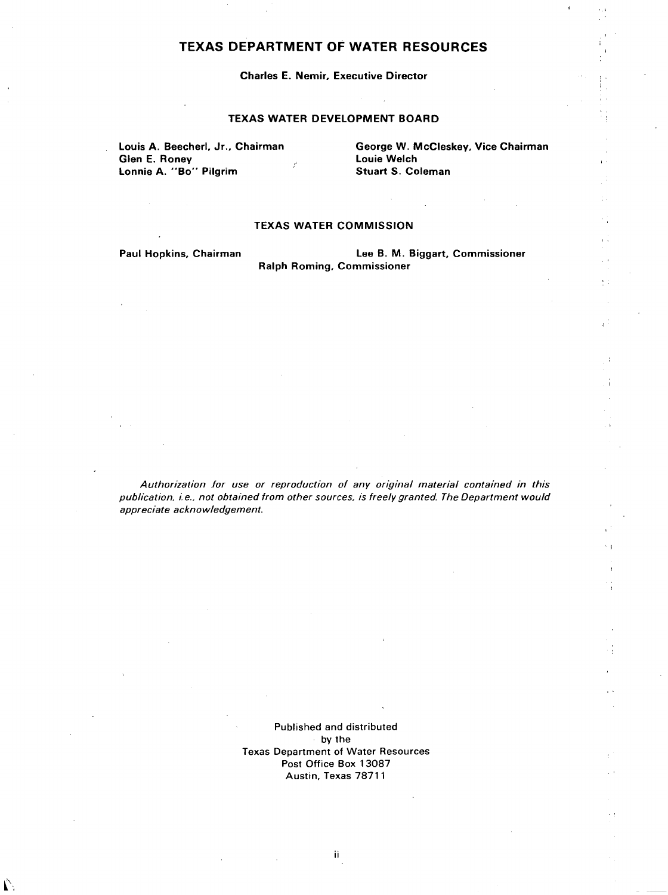# TEXAS DEPARTMENT OF WATER RESOURCES

**Charles E. Nemir, Executive Director**

## TEXAS WATER DEVELOPMENT BOARD

**Louis A. Beecherl, Jr., Chairman**
**George W. McCleskey, Vice Chairman**
**Glen E. Roney**
**Louie Welch**
**Lonnie A. "Bo" Pilgrim**
**Stuart S. Coleman**

## TEXAS WATER COMMISSION

**Paul Hopkins, Chairman**
**Lee B. M. Biggart, Commissioner**
**Ralph Roming, Commissioner**

*Authorization for use or reproduction of any original material contained in this publication, i.e., not obtained from other sources, is freely granted. The Department would appreciate acknowledgement.*

Published and distributed
by the
Texas Department of Water Resources
Post Office Box 13087
Austin, Texas 78711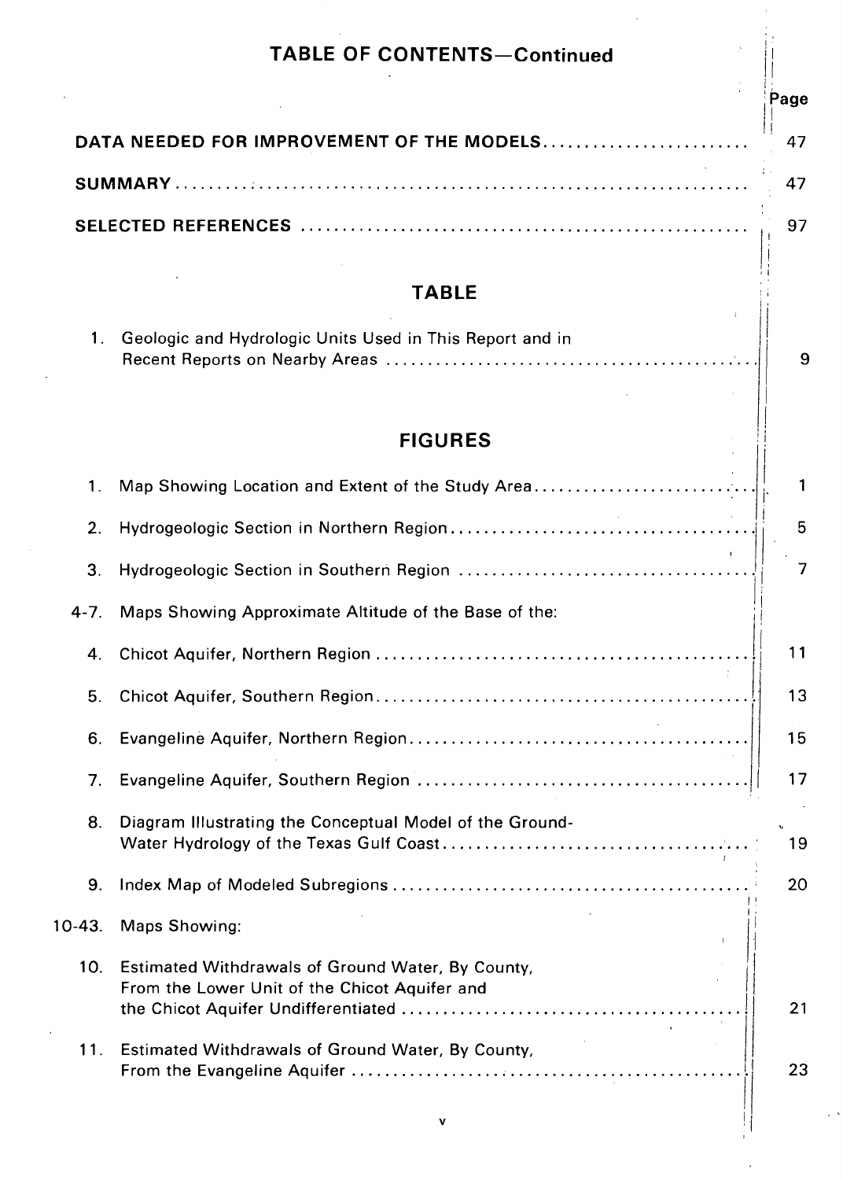## TABLE OF CONTENTS—Continued

| | Page |
|---|---|
| DATA NEEDED FOR IMPROVEMENT OF THE MODELS | 47 |
| SUMMARY | 47 |
| SELECTED REFERENCES | 97 |

## TABLE

| | | Page |
|---|---|---|
| 1. | Geologic and Hydrologic Units Used in This Report and in Recent Reports on Nearby Areas | 9 |

## FIGURES

| | | Page |
|---|---|---|
| 1. | Map Showing Location and Extent of the Study Area | 1 |
| 2. | Hydrogeologic Section in Northern Region | 5 |
| 3. | Hydrogeologic Section in Southern Region | 7 |
| 4-7. | Maps Showing Approximate Altitude of the Base of the: | |
| 4. | Chicot Aquifer, Northern Region | 11 |
| 5. | Chicot Aquifer, Southern Region | 13 |
| 6. | Evangeline Aquifer, Northern Region | 15 |
| 7. | Evangeline Aquifer, Southern Region | 17 |
| 8. | Diagram Illustrating the Conceptual Model of the Ground-Water Hydrology of the Texas Gulf Coast | 19 |
| 9. | Index Map of Modeled Subregions | 20 |
| 10-43. | Maps Showing: | |
| 10. | Estimated Withdrawals of Ground Water, By County, From the Lower Unit of the Chicot Aquifer and the Chicot Aquifer Undifferentiated | 21 |
| 11. | Estimated Withdrawals of Ground Water, By County, From the Evangeline Aquifer | 23 |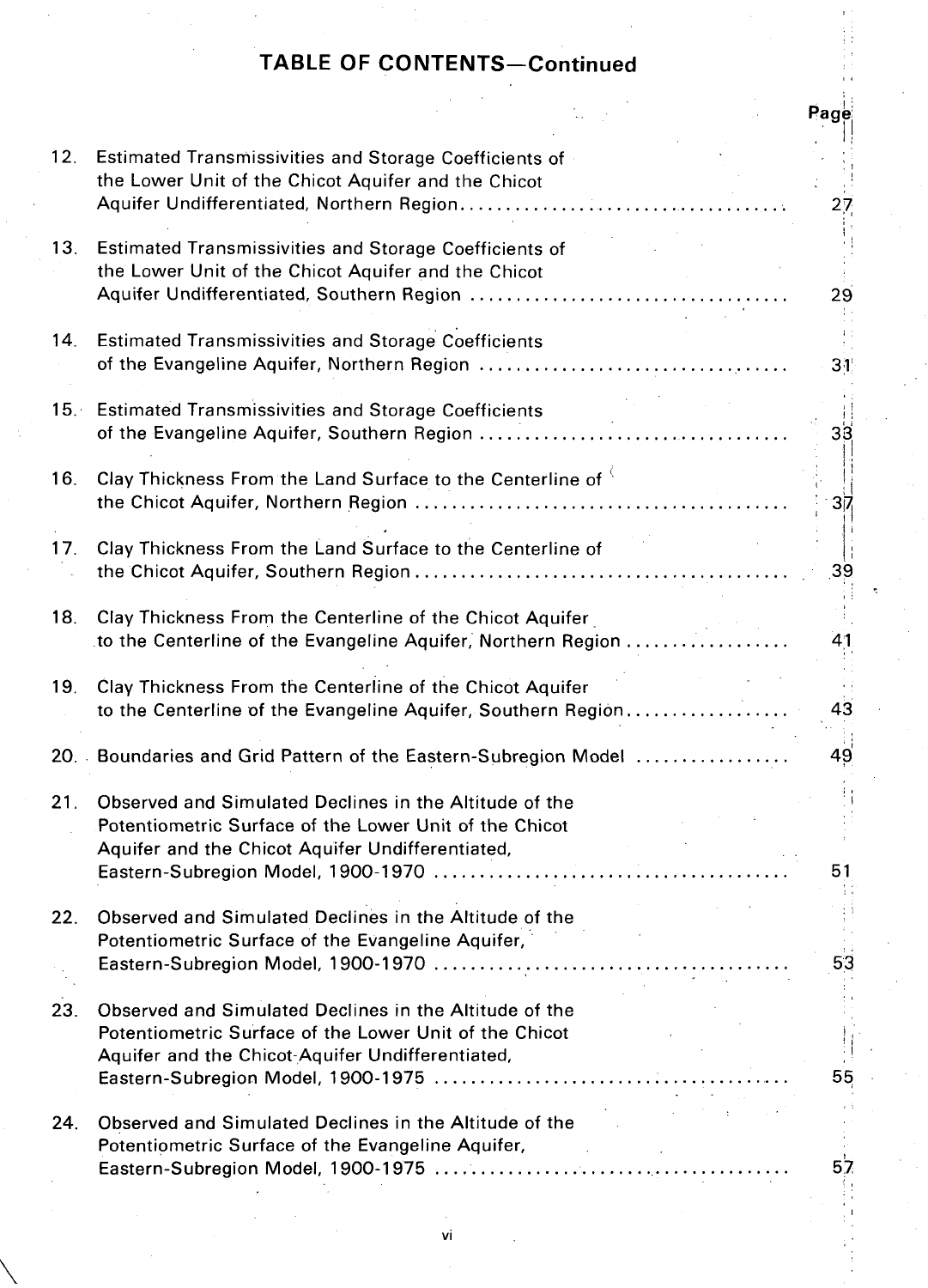## TABLE OF CONTENTS—Continued

| | | Page |
|---|---|---|
| 12. | Estimated Transmissivities and Storage Coefficients of the Lower Unit of the Chicot Aquifer and the Chicot Aquifer Undifferentiated, Northern Region | 27 |
| 13. | Estimated Transmissivities and Storage Coefficients of the Lower Unit of the Chicot Aquifer and the Chicot Aquifer Undifferentiated, Southern Region | 29 |
| 14. | Estimated Transmissivities and Storage Coefficients of the Evangeline Aquifer, Northern Region | 31 |
| 15. | Estimated Transmissivities and Storage Coefficients of the Evangeline Aquifer, Southern Region | 33 |
| 16. | Clay Thickness From the Land Surface to the Centerline of the Chicot Aquifer, Northern Region | 37 |
| 17. | Clay Thickness From the Land Surface to the Centerline of the Chicot Aquifer, Southern Region | 39 |
| 18. | Clay Thickness From the Centerline of the Chicot Aquifer to the Centerline of the Evangeline Aquifer, Northern Region | 41 |
| 19. | Clay Thickness From the Centerline of the Chicot Aquifer to the Centerline of the Evangeline Aquifer, Southern Region | 43 |
| 20. | Boundaries and Grid Pattern of the Eastern-Subregion Model | 49 |
| 21. | Observed and Simulated Declines in the Altitude of the Potentiometric Surface of the Lower Unit of the Chicot Aquifer and the Chicot Aquifer Undifferentiated, Eastern-Subregion Model, 1900-1970 | 51 |
| 22. | Observed and Simulated Declines in the Altitude of the Potentiometric Surface of the Evangeline Aquifer, Eastern-Subregion Model, 1900-1970 | 53 |
| 23. | Observed and Simulated Declines in the Altitude of the Potentiometric Surface of the Lower Unit of the Chicot Aquifer and the Chicot-Aquifer Undifferentiated, Eastern-Subregion Model, 1900-1975 | 55 |
| 24. | Observed and Simulated Declines in the Altitude of the Potentiometric Surface of the Evangeline Aquifer, Eastern-Subregion Model, 1900-1975 | 57 |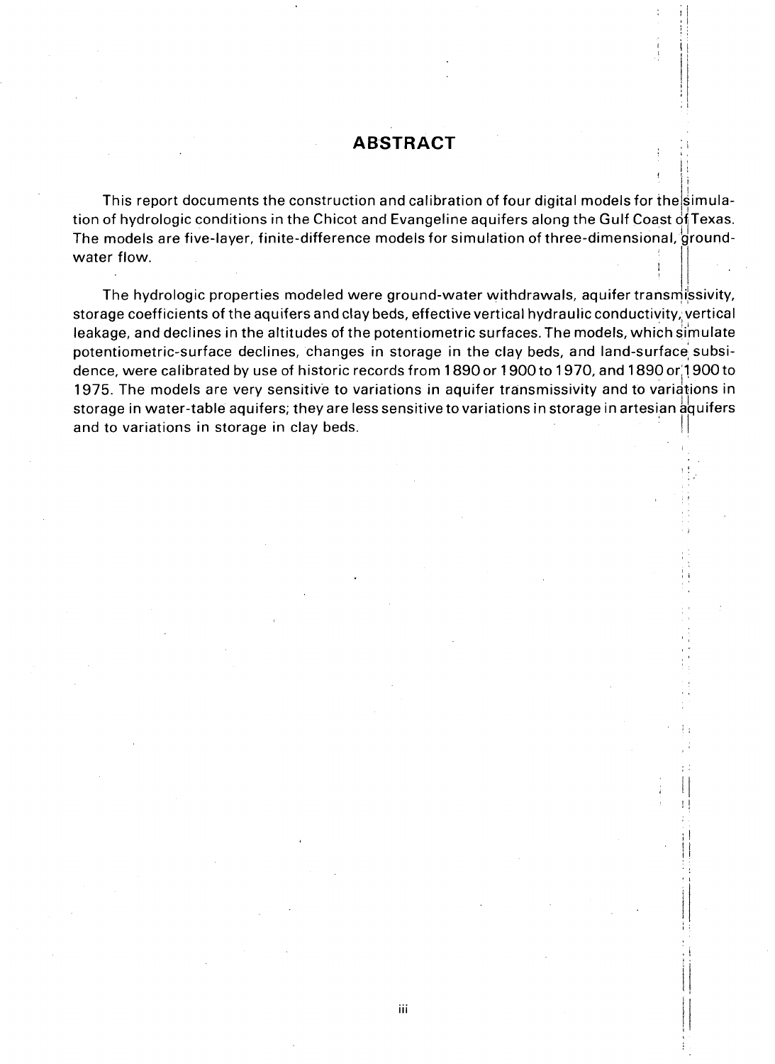# ABSTRACT

This report documents the construction and calibration of four digital models for the simulation of hydrologic conditions in the Chicot and Evangeline aquifers along the Gulf Coast of Texas. The models are five-layer, finite-difference models for simulation of three-dimensional, ground-water flow.

The hydrologic properties modeled were ground-water withdrawals, aquifer transmissivity, storage coefficients of the aquifers and clay beds, effective vertical hydraulic conductivity, vertical leakage, and declines in the altitudes of the potentiometric surfaces. The models, which simulate potentiometric-surface declines, changes in storage in the clay beds, and land-surface subsidence, were calibrated by use of historic records from 1890 or 1900 to 1970, and 1890 or 1900 to 1975. The models are very sensitive to variations in aquifer transmissivity and to variations in storage in water-table aquifers; they are less sensitive to variations in storage in artesian aquifers and to variations in storage in clay beds.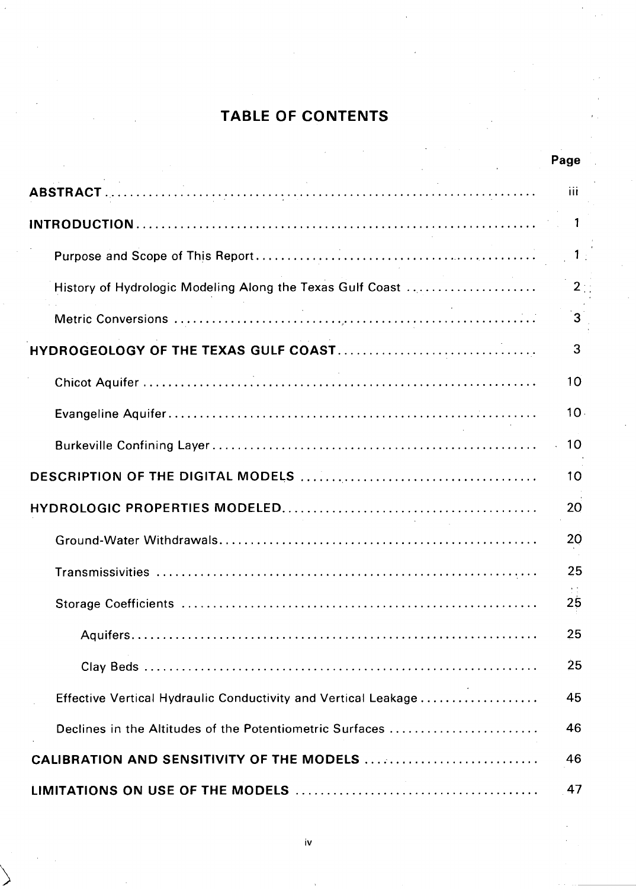# TABLE OF CONTENTS

| | Page |
|---|---|
| **ABSTRACT** | iii |
| **INTRODUCTION** | 1 |
| Purpose and Scope of This Report | 1 |
| History of Hydrologic Modeling Along the Texas Gulf Coast | 2 |
| Metric Conversions | 3 |
| **HYDROGEOLOGY OF THE TEXAS GULF COAST** | 3 |
| Chicot Aquifer | 10 |
| Evangeline Aquifer | 10 |
| Burkeville Confining Layer | 10 |
| **DESCRIPTION OF THE DIGITAL MODELS** | 10 |
| **HYDROLOGIC PROPERTIES MODELED** | 20 |
| Ground-Water Withdrawals | 20 |
| Transmissivities | 25 |
| Storage Coefficients | 25 |
| Aquifers | 25 |
| Clay Beds | 25 |
| Effective Vertical Hydraulic Conductivity and Vertical Leakage | 45 |
| Declines in the Altitudes of the Potentiometric Surfaces | 46 |
| **CALIBRATION AND SENSITIVITY OF THE MODELS** | 46 |
| **LIMITATIONS ON USE OF THE MODELS** | 47 |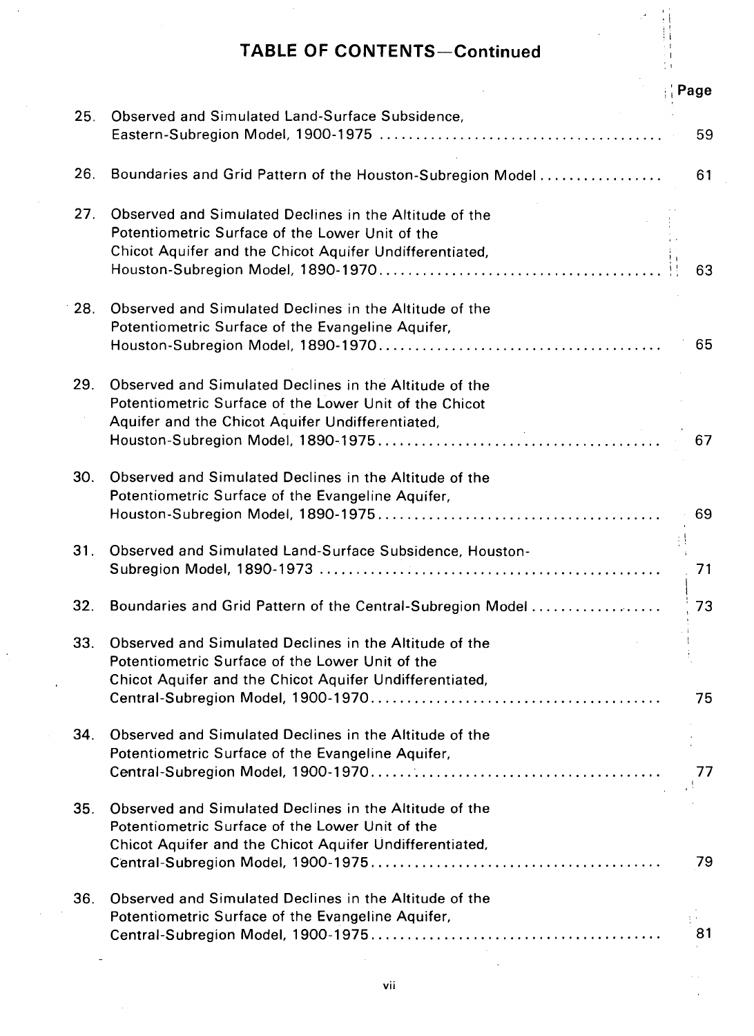## TABLE OF CONTENTS—Continued

| | | Page |
|---|---|---|
| 25. | Observed and Simulated Land-Surface Subsidence, Eastern-Subregion Model, 1900-1975 | 59 |
| 26. | Boundaries and Grid Pattern of the Houston-Subregion Model | 61 |
| 27. | Observed and Simulated Declines in the Altitude of the Potentiometric Surface of the Lower Unit of the Chicot Aquifer and the Chicot Aquifer Undifferentiated, Houston-Subregion Model, 1890-1970 | 63 |
| 28. | Observed and Simulated Declines in the Altitude of the Potentiometric Surface of the Evangeline Aquifer, Houston-Subregion Model, 1890-1970 | 65 |
| 29. | Observed and Simulated Declines in the Altitude of the Potentiometric Surface of the Lower Unit of the Chicot Aquifer and the Chicot Aquifer Undifferentiated, Houston-Subregion Model, 1890-1975 | 67 |
| 30. | Observed and Simulated Declines in the Altitude of the Potentiometric Surface of the Evangeline Aquifer, Houston-Subregion Model, 1890-1975 | 69 |
| 31. | Observed and Simulated Land-Surface Subsidence, Houston-Subregion Model, 1890-1973 | 71 |
| 32. | Boundaries and Grid Pattern of the Central-Subregion Model | 73 |
| 33. | Observed and Simulated Declines in the Altitude of the Potentiometric Surface of the Lower Unit of the Chicot Aquifer and the Chicot Aquifer Undifferentiated, Central-Subregion Model, 1900-1970 | 75 |
| 34. | Observed and Simulated Declines in the Altitude of the Potentiometric Surface of the Evangeline Aquifer, Central-Subregion Model, 1900-1970 | 77 |
| 35. | Observed and Simulated Declines in the Altitude of the Potentiometric Surface of the Lower Unit of the Chicot Aquifer and the Chicot Aquifer Undifferentiated, Central-Subregion Model, 1900-1975 | 79 |
| 36. | Observed and Simulated Declines in the Altitude of the Potentiometric Surface of the Evangeline Aquifer, Central-Subregion Model, 1900-1975 | 81 |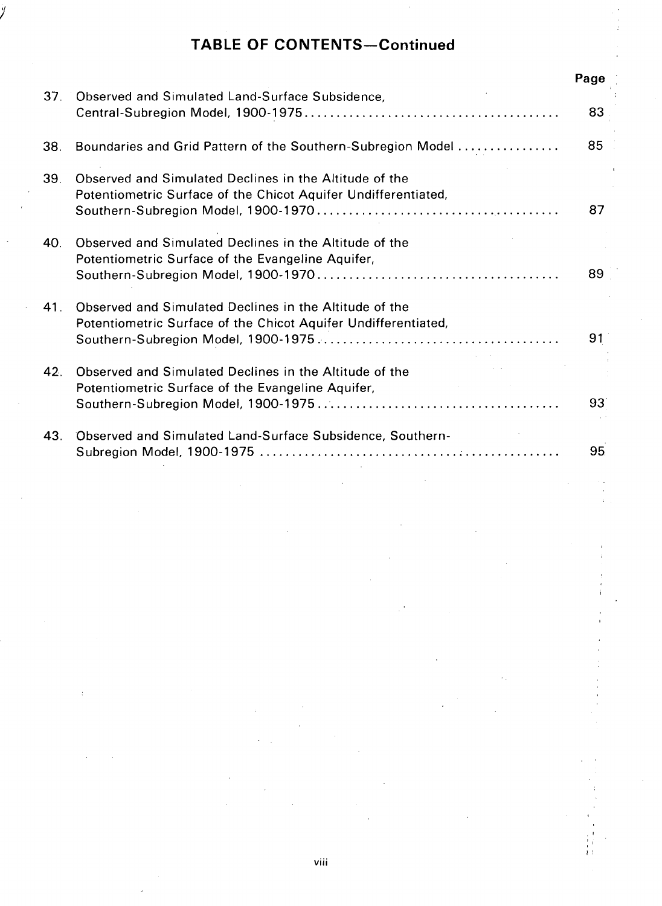## TABLE OF CONTENTS—Continued

| | | Page |
|---|---|---|
| 37. | Observed and Simulated Land-Surface Subsidence, Central-Subregion Model, 1900-1975 | 83 |
| 38. | Boundaries and Grid Pattern of the Southern-Subregion Model | 85 |
| 39. | Observed and Simulated Declines in the Altitude of the Potentiometric Surface of the Chicot Aquifer Undifferentiated, Southern-Subregion Model, 1900-1970 | 87 |
| 40. | Observed and Simulated Declines in the Altitude of the Potentiometric Surface of the Evangeline Aquifer, Southern-Subregion Model, 1900-1970 | 89 |
| 41. | Observed and Simulated Declines in the Altitude of the Potentiometric Surface of the Chicot Aquifer Undifferentiated, Southern-Subregion Model, 1900-1975 | 91 |
| 42. | Observed and Simulated Declines in the Altitude of the Potentiometric Surface of the Evangeline Aquifer, Southern-Subregion Model, 1900-1975 | 93 |
| 43. | Observed and Simulated Land-Surface Subsidence, Southern-Subregion Model, 1900-1975 | 95 |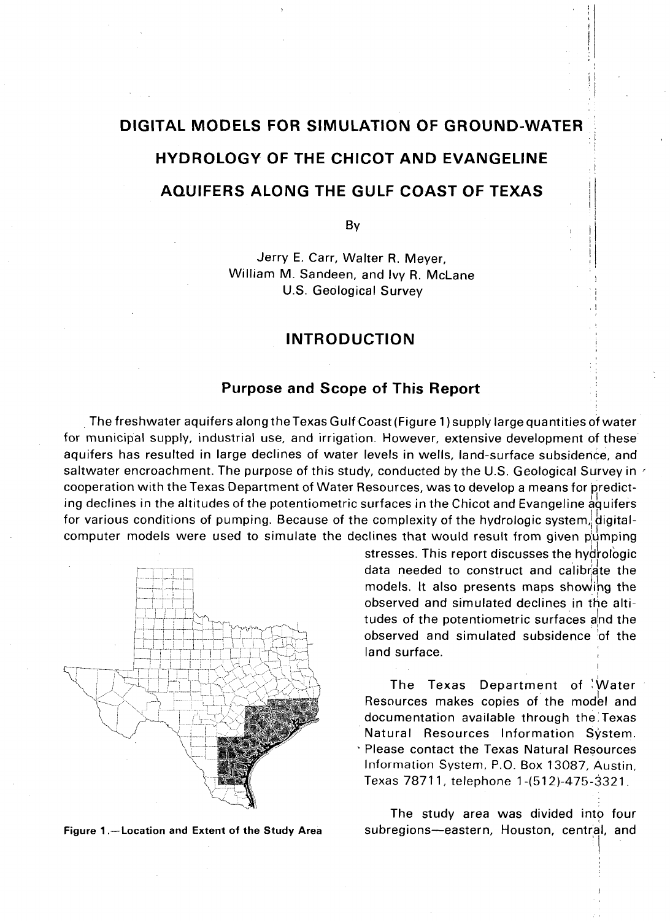# DIGITAL MODELS FOR SIMULATION OF GROUND-WATER HYDROLOGY OF THE CHICOT AND EVANGELINE AQUIFERS ALONG THE GULF COAST OF TEXAS

By

Jerry E. Carr, Walter R. Meyer,
William M. Sandeen, and Ivy R. McLane
U.S. Geological Survey

## INTRODUCTION

### Purpose and Scope of This Report

The freshwater aquifers along the Texas Gulf Coast (Figure 1) supply large quantities of water for municipal supply, industrial use, and irrigation. However, extensive development of these aquifers has resulted in large declines of water levels in wells, land-surface subsidence, and saltwater encroachment. The purpose of this study, conducted by the U.S. Geological Survey in cooperation with the Texas Department of Water Resources, was to develop a means for predicting declines in the altitudes of the potentiometric surfaces in the Chicot and Evangeline aquifers for various conditions of pumping. Because of the complexity of the hydrologic system, digital-computer models were used to simulate the declines that would result from given pumping stresses. This report discusses the hydrologic data needed to construct and calibrate the models. It also presents maps showing the observed and simulated declines in the altitudes of the potentiometric surfaces and the observed and simulated subsidence of the land surface.

Figure 1.—Location and Extent of the Study Area

The Texas Department of Water Resources makes copies of the model and documentation available through the Texas Natural Resources Information System. Please contact the Texas Natural Resources Information System, P.O. Box 13087, Austin, Texas 78711, telephone 1-(512)-475-3321.

The study area was divided into four subregions—eastern, Houston, central, and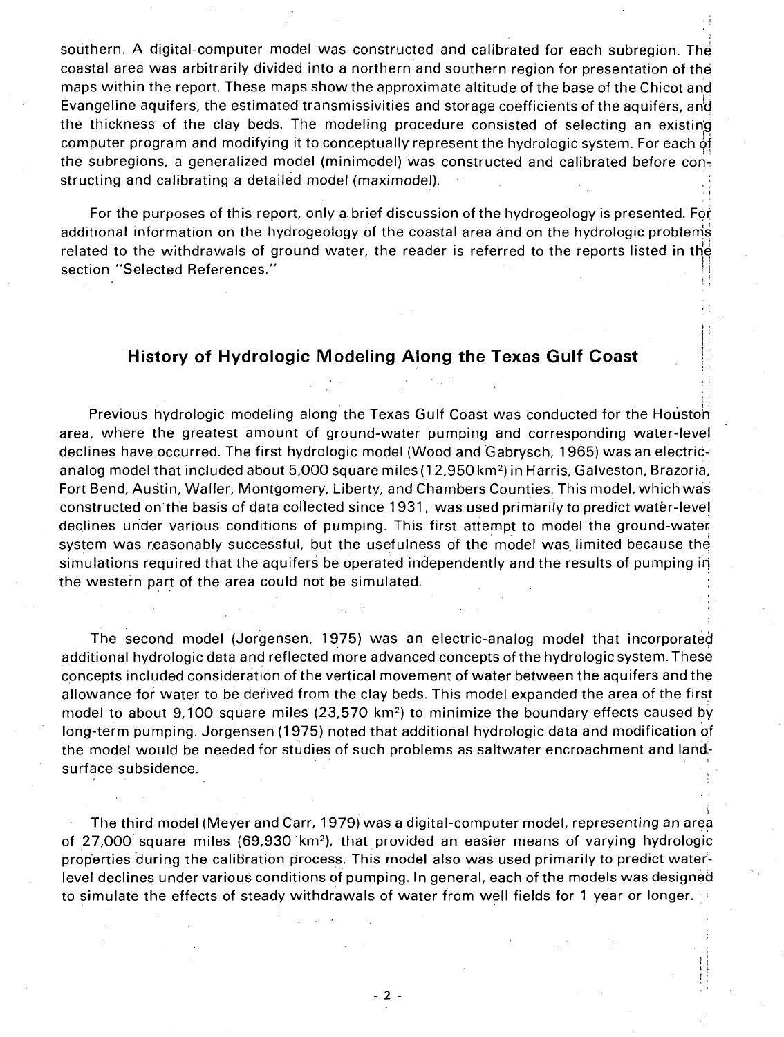southern. A digital-computer model was constructed and calibrated for each subregion. The coastal area was arbitrarily divided into a northern and southern region for presentation of the maps within the report. These maps show the approximate altitude of the base of the Chicot and Evangeline aquifers, the estimated transmissivities and storage coefficients of the aquifers, and the thickness of the clay beds. The modeling procedure consisted of selecting an existing computer program and modifying it to conceptually represent the hydrologic system. For each of the subregions, a generalized model (minimodel) was constructed and calibrated before constructing and calibrating a detailed model (maximodel).

For the purposes of this report, only a brief discussion of the hydrogeology is presented. For additional information on the hydrogeology of the coastal area and on the hydrologic problems related to the withdrawals of ground water, the reader is referred to the reports listed in the section "Selected References."

## History of Hydrologic Modeling Along the Texas Gulf Coast

Previous hydrologic modeling along the Texas Gulf Coast was conducted for the Houston area, where the greatest amount of ground-water pumping and corresponding water-level declines have occurred. The first hydrologic model (Wood and Gabrysch, 1965) was an electric-analog model that included about 5,000 square miles (12,950 km$^2$) in Harris, Galveston, Brazoria, Fort Bend, Austin, Waller, Montgomery, Liberty, and Chambers Counties. This model, which was constructed on the basis of data collected since 1931, was used primarily to predict water-level declines under various conditions of pumping. This first attempt to model the ground-water system was reasonably successful, but the usefulness of the model was limited because the simulations required that the aquifers be operated independently and the results of pumping in the western part of the area could not be simulated.

The second model (Jorgensen, 1975) was an electric-analog model that incorporated additional hydrologic data and reflected more advanced concepts of the hydrologic system. These concepts included consideration of the vertical movement of water between the aquifers and the allowance for water to be derived from the clay beds. This model expanded the area of the first model to about 9,100 square miles (23,570 km$^2$) to minimize the boundary effects caused by long-term pumping. Jorgensen (1975) noted that additional hydrologic data and modification of the model would be needed for studies of such problems as saltwater encroachment and land-surface subsidence.

The third model (Meyer and Carr, 1979) was a digital-computer model, representing an area of 27,000 square miles (69,930 km$^2$), that provided an easier means of varying hydrologic properties during the calibration process. This model also was used primarily to predict water-level declines under various conditions of pumping. In general, each of the models was designed to simulate the effects of steady withdrawals of water from well fields for 1 year or longer.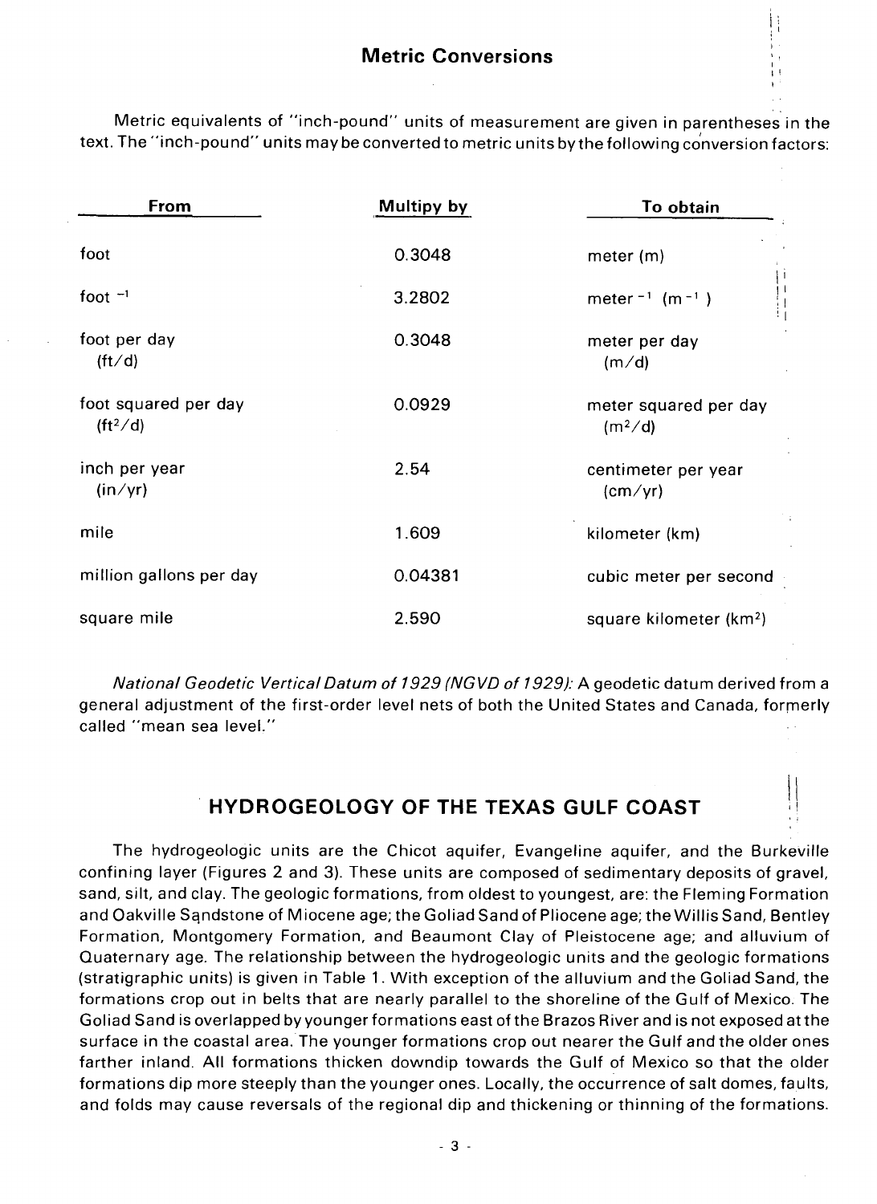## Metric Conversions

Metric equivalents of "inch-pound" units of measurement are given in parentheses in the text. The "inch-pound" units may be converted to metric units by the following conversion factors:

| From | Multipy by | To obtain |
|---|---|---|
| foot | 0.3048 | meter (m) |
| foot $^{-1}$ | 3.2802 | meter $^{-1}$ ($m^{-1}$) |
| foot per day (ft/d) | 0.3048 | meter per day (m/d) |
| foot squared per day ($ft^2/d$) | 0.0929 | meter squared per day ($m^2/d$) |
| inch per year (in/yr) | 2.54 | centimeter per year (cm/yr) |
| mile | 1.609 | kilometer (km) |
| million gallons per day | 0.04381 | cubic meter per second |
| square mile | 2.590 | square kilometer ($km^2$) |

*National Geodetic Vertical Datum of 1929 (NGVD of 1929):* A geodetic datum derived from a general adjustment of the first-order level nets of both the United States and Canada, formerly called "mean sea level."

## HYDROGEOLOGY OF THE TEXAS GULF COAST

The hydrogeologic units are the Chicot aquifer, Evangeline aquifer, and the Burkeville confining layer (Figures 2 and 3). These units are composed of sedimentary deposits of gravel, sand, silt, and clay. The geologic formations, from oldest to youngest, are: the Fleming Formation and Oakville Sandstone of Miocene age; the Goliad Sand of Pliocene age; the Willis Sand, Bentley Formation, Montgomery Formation, and Beaumont Clay of Pleistocene age; and alluvium of Quaternary age. The relationship between the hydrogeologic units and the geologic formations (stratigraphic units) is given in Table 1. With exception of the alluvium and the Goliad Sand, the formations crop out in belts that are nearly parallel to the shoreline of the Gulf of Mexico. The Goliad Sand is overlapped by younger formations east of the Brazos River and is not exposed at the surface in the coastal area. The younger formations crop out nearer the Gulf and the older ones farther inland. All formations thicken downdip towards the Gulf of Mexico so that the older formations dip more steeply than the younger ones. Locally, the occurrence of salt domes, faults, and folds may cause reversals of the regional dip and thickening or thinning of the formations.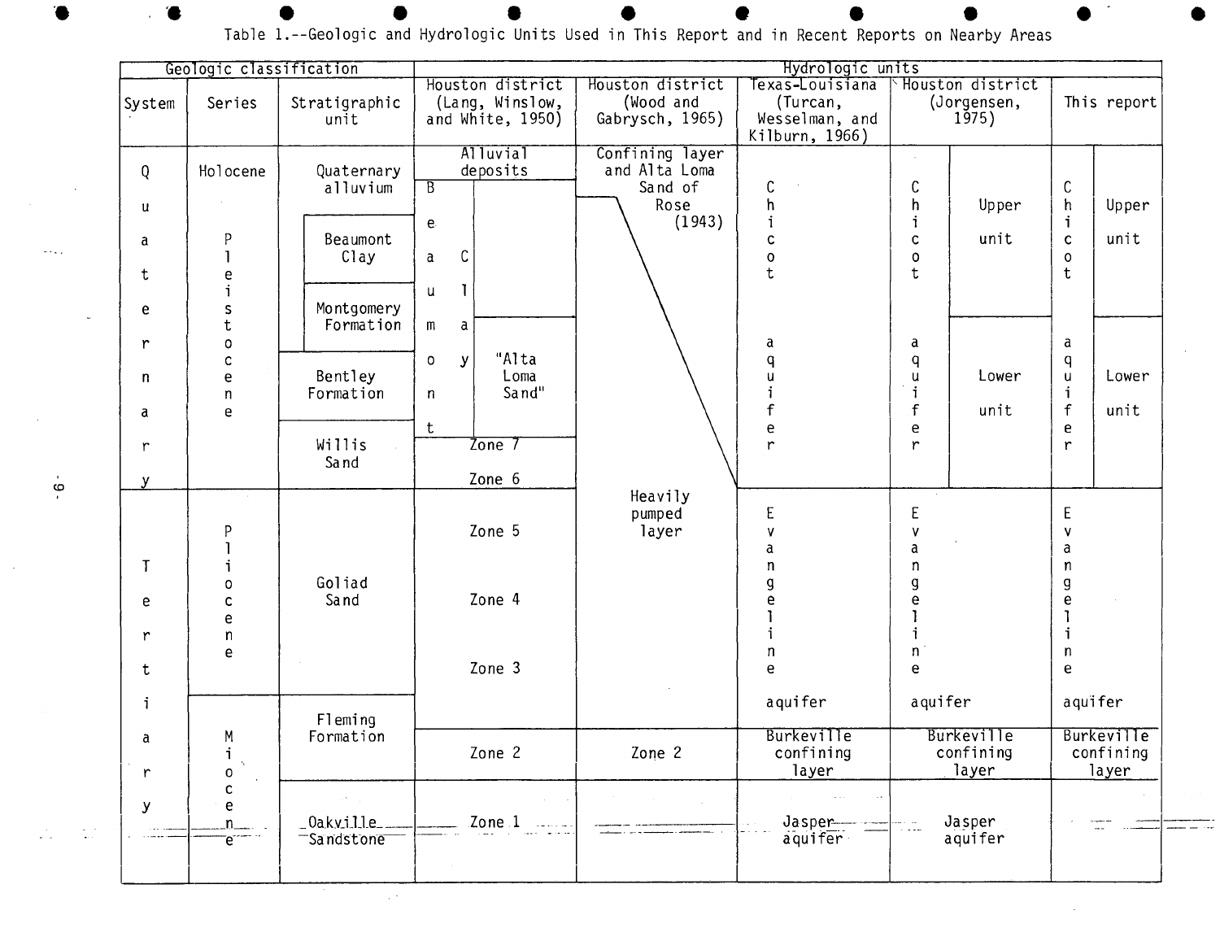Table 1.--Geologic and Hydrologic Units Used in This Report and in Recent Reports on Nearby Areas

| Geologic classification | | | Hydrologic units | | | | | | |
|---|---|---|---|---|---|---|---|---|---|
| System | Series | Stratigraphic unit | Houston district (Lang, Winslow, and White, 1950) | | Houston district (Wood and Gabrysch, 1965) | Texas-Louisiana (Turcan, Wesselman, and Kilburn, 1966) | Houston district (Jorgensen, 1975) | | This report | |
| Quaternary | Holocene | Quaternary alluvium | Alluvial deposits | | Confining layer and Alta Loma Sand of Rose (1943) | Chicot aquifer | Chicot aquifer | Upper unit | Chicot aquifer | Upper unit |
| Quaternary | Pleistocene | Beaumont Clay | Beaumont Clay | | | Chicot aquifer | Chicot aquifer | Upper unit | Chicot aquifer | Upper unit |
| Quaternary | Pleistocene | Montgomery Formation | Beaumont Clay | "Alta Loma Sand" | | Chicot aquifer | Chicot aquifer | Lower unit | Chicot aquifer | Lower unit |
| Quaternary | Pleistocene | Bentley Formation | Beaumont Clay | "Alta Loma Sand" | | Chicot aquifer | Chicot aquifer | Lower unit | Chicot aquifer | Lower unit |
| Quaternary | Pleistocene | Willis Sand | Zone 7 | | | Chicot aquifer | Chicot aquifer | Lower unit | Chicot aquifer | Lower unit |
| | | | Zone 6 | | Heavily pumped layer | | | | | |
| Tertiary | Pliocene | Goliad Sand | Zone 5 | | Heavily pumped layer | Evangeline aquifer | Evangeline aquifer | | Evangeline aquifer | |
| | | | Zone 4 | | | | | | | |
| | | | Zone 3 | | | | | | | |
| Tertiary | Miocene | Fleming Formation | Zone 2 | | Zone 2 | Burkeville confining layer | Burkeville confining layer | | Burkeville confining layer | |
| Tertiary | Miocene | Oakville Sandstone | Zone 1 | | | Jasper aquifer | Jasper aquifer | | | |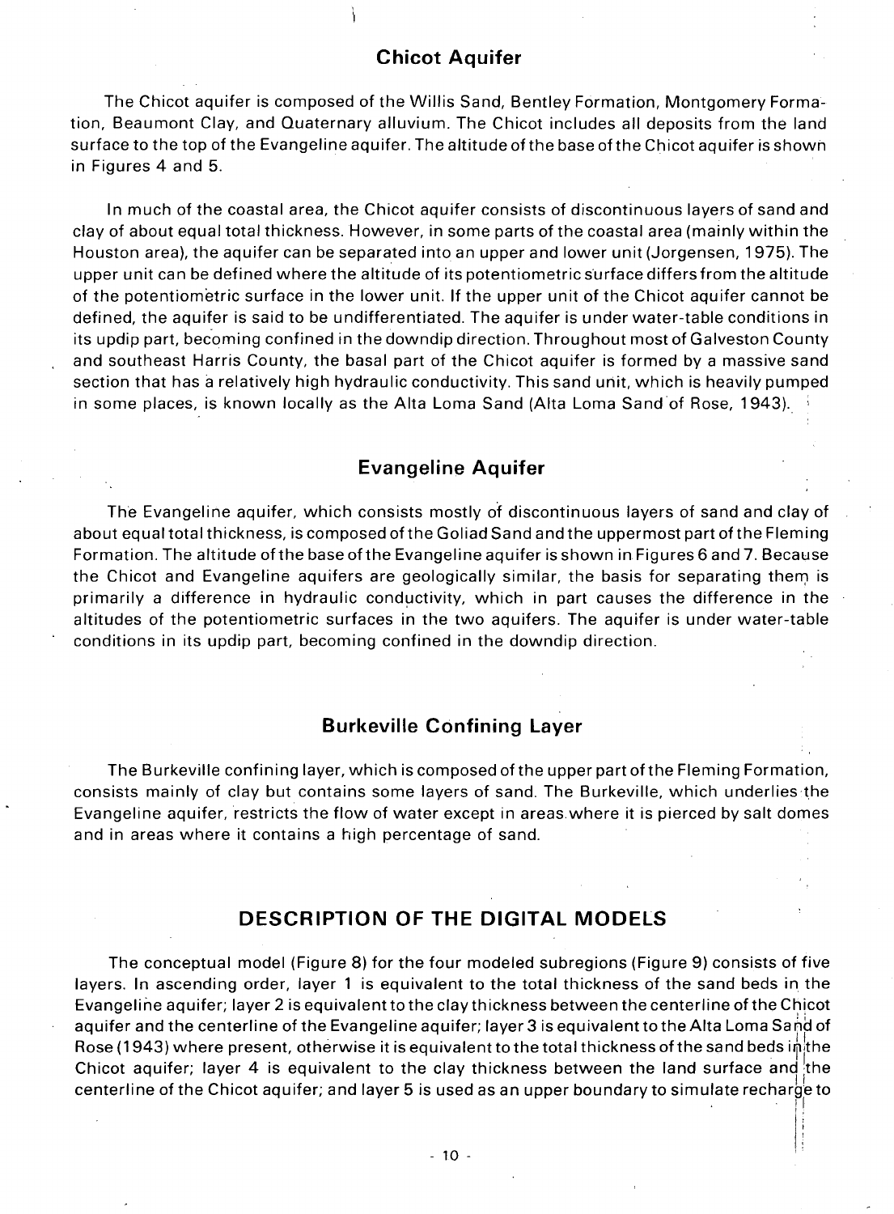## Chicot Aquifer

The Chicot aquifer is composed of the Willis Sand, Bentley Formation, Montgomery Formation, Beaumont Clay, and Quaternary alluvium. The Chicot includes all deposits from the land surface to the top of the Evangeline aquifer. The altitude of the base of the Chicot aquifer is shown in Figures 4 and 5.

In much of the coastal area, the Chicot aquifer consists of discontinuous layers of sand and clay of about equal total thickness. However, in some parts of the coastal area (mainly within the Houston area), the aquifer can be separated into an upper and lower unit (Jorgensen, 1975). The upper unit can be defined where the altitude of its potentiometric surface differs from the altitude of the potentiometric surface in the lower unit. If the upper unit of the Chicot aquifer cannot be defined, the aquifer is said to be undifferentiated. The aquifer is under water-table conditions in its updip part, becoming confined in the downdip direction. Throughout most of Galveston County and southeast Harris County, the basal part of the Chicot aquifer is formed by a massive sand section that has a relatively high hydraulic conductivity. This sand unit, which is heavily pumped in some places, is known locally as the Alta Loma Sand (Alta Loma Sand of Rose, 1943).

## Evangeline Aquifer

The Evangeline aquifer, which consists mostly of discontinuous layers of sand and clay of about equal total thickness, is composed of the Goliad Sand and the uppermost part of the Fleming Formation. The altitude of the base of the Evangeline aquifer is shown in Figures 6 and 7. Because the Chicot and Evangeline aquifers are geologically similar, the basis for separating them is primarily a difference in hydraulic conductivity, which in part causes the difference in the altitudes of the potentiometric surfaces in the two aquifers. The aquifer is under water-table conditions in its updip part, becoming confined in the downdip direction.

## Burkeville Confining Layer

The Burkeville confining layer, which is composed of the upper part of the Fleming Formation, consists mainly of clay but contains some layers of sand. The Burkeville, which underlies the Evangeline aquifer, restricts the flow of water except in areas where it is pierced by salt domes and in areas where it contains a high percentage of sand.

# DESCRIPTION OF THE DIGITAL MODELS

The conceptual model (Figure 8) for the four modeled subregions (Figure 9) consists of five layers. In ascending order, layer 1 is equivalent to the total thickness of the sand beds in the Evangeline aquifer; layer 2 is equivalent to the clay thickness between the centerline of the Chicot aquifer and the centerline of the Evangeline aquifer; layer 3 is equivalent to the Alta Loma Sand of Rose (1943) where present, otherwise it is equivalent to the total thickness of the sand beds in the Chicot aquifer; layer 4 is equivalent to the clay thickness between the land surface and the centerline of the Chicot aquifer; and layer 5 is used as an upper boundary to simulate recharge to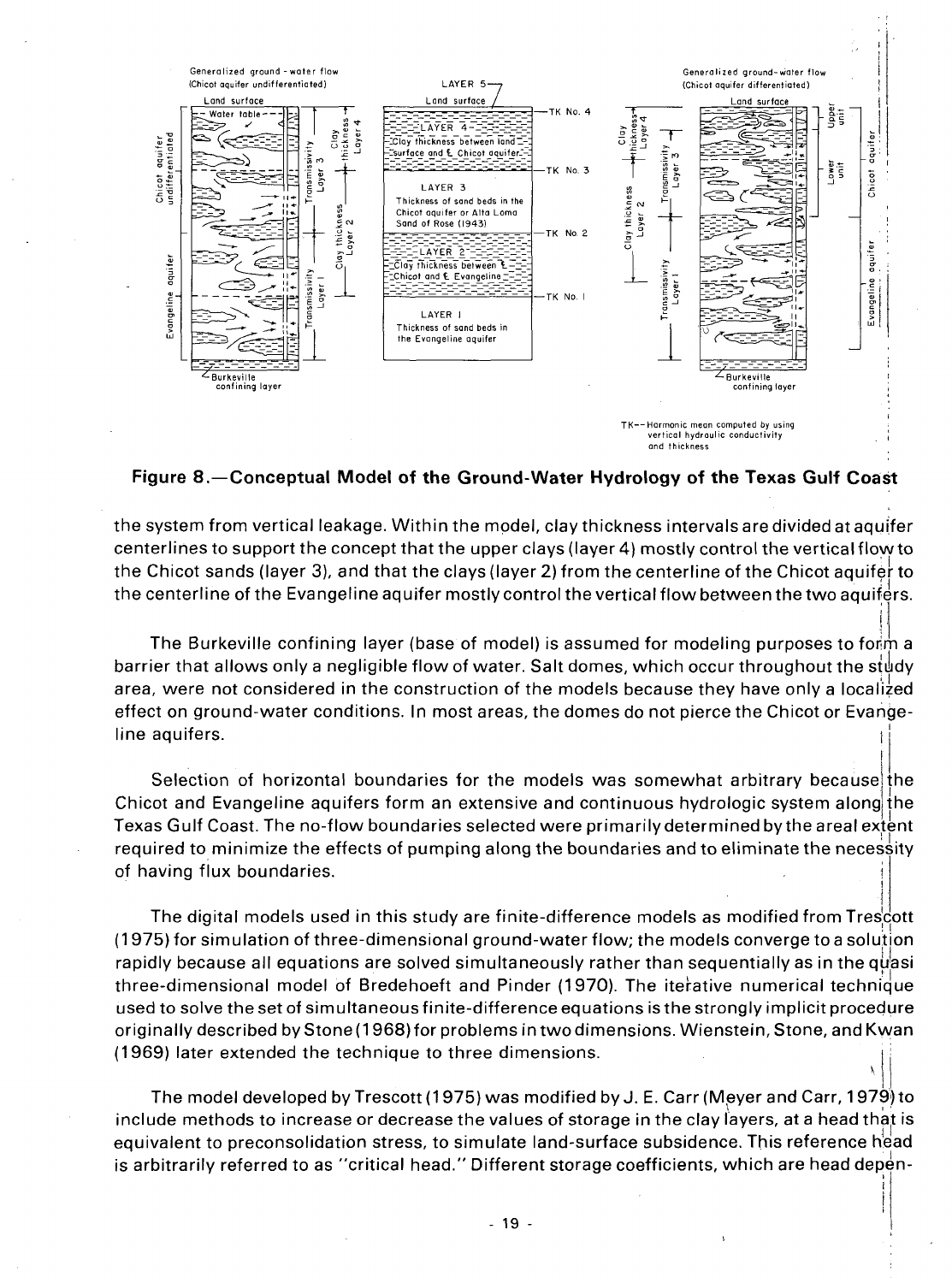**Figure 8.—Conceptual Model of the Ground-Water Hydrology of the Texas Gulf Coast**

the system from vertical leakage. Within the model, clay thickness intervals are divided at aquifer centerlines to support the concept that the upper clays (layer 4) mostly control the vertical flow to the Chicot sands (layer 3), and that the clays (layer 2) from the centerline of the Chicot aquifer to the centerline of the Evangeline aquifer mostly control the vertical flow between the two aquifers.

The Burkeville confining layer (base of model) is assumed for modeling purposes to form a barrier that allows only a negligible flow of water. Salt domes, which occur throughout the study area, were not considered in the construction of the models because they have only a localized effect on ground-water conditions. In most areas, the domes do not pierce the Chicot or Evangeline aquifers.

Selection of horizontal boundaries for the models was somewhat arbitrary because the Chicot and Evangeline aquifers form an extensive and continuous hydrologic system along the Texas Gulf Coast. The no-flow boundaries selected were primarily determined by the areal extent required to minimize the effects of pumping along the boundaries and to eliminate the necessity of having flux boundaries.

The digital models used in this study are finite-difference models as modified from Trescott (1975) for simulation of three-dimensional ground-water flow; the models converge to a solution rapidly because all equations are solved simultaneously rather than sequentially as in the quasi three-dimensional model of Bredehoeft and Pinder (1970). The iterative numerical technique used to solve the set of simultaneous finite-difference equations is the strongly implicit procedure originally described by Stone (1968) for problems in two dimensions. Wienstein, Stone, and Kwan (1969) later extended the technique to three dimensions.

The model developed by Trescott (1975) was modified by J. E. Carr (Meyer and Carr, 1979) to include methods to increase or decrease the values of storage in the clay layers, at a head that is equivalent to preconsolidation stress, to simulate land-surface subsidence. This reference head is arbitrarily referred to as "critical head." Different storage coefficients, which are head depen-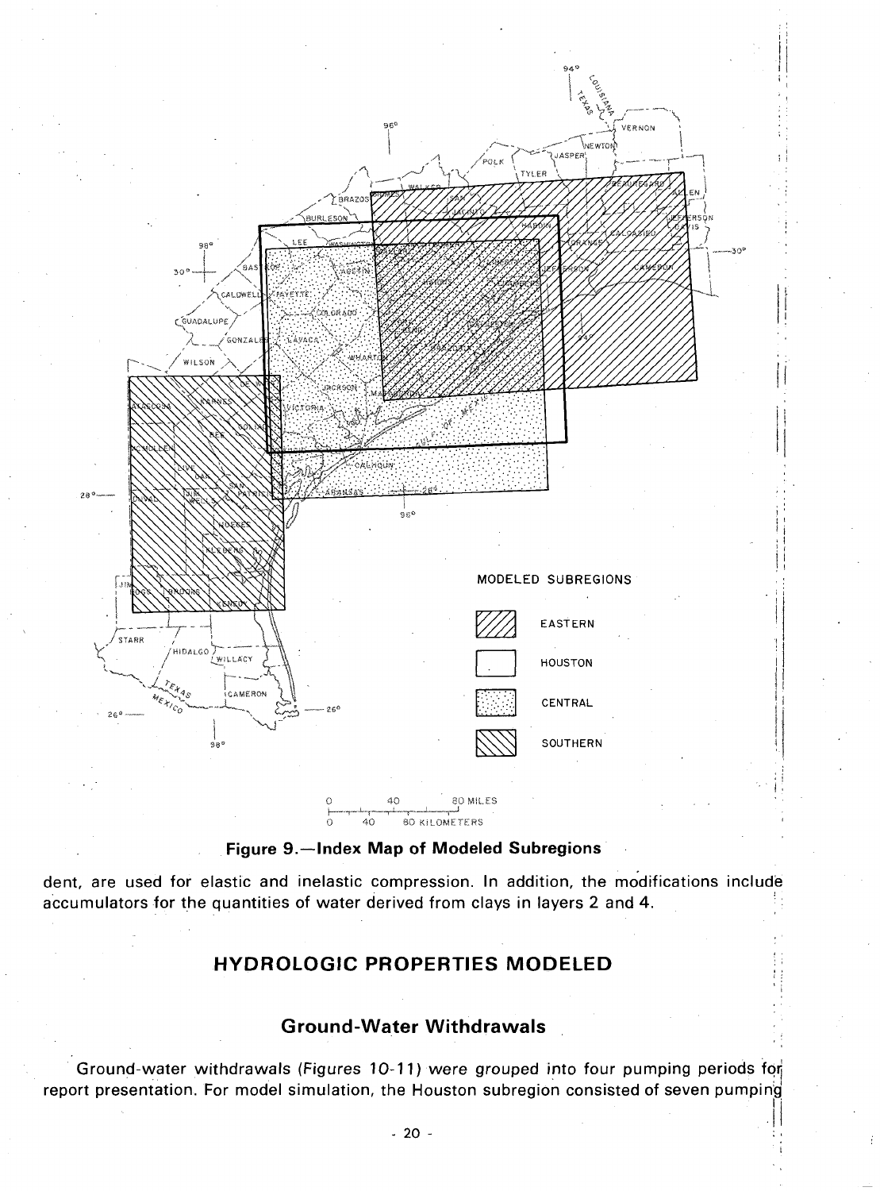Figure 9.—Index Map of Modeled Subregions

dent, are used for elastic and inelastic compression. In addition, the modifications include accumulators for the quantities of water derived from clays in layers 2 and 4.

## HYDROLOGIC PROPERTIES MODELED

### Ground-Water Withdrawals

Ground-water withdrawals (Figures 10-11) were grouped into four pumping periods for report presentation. For model simulation, the Houston subregion consisted of seven pumping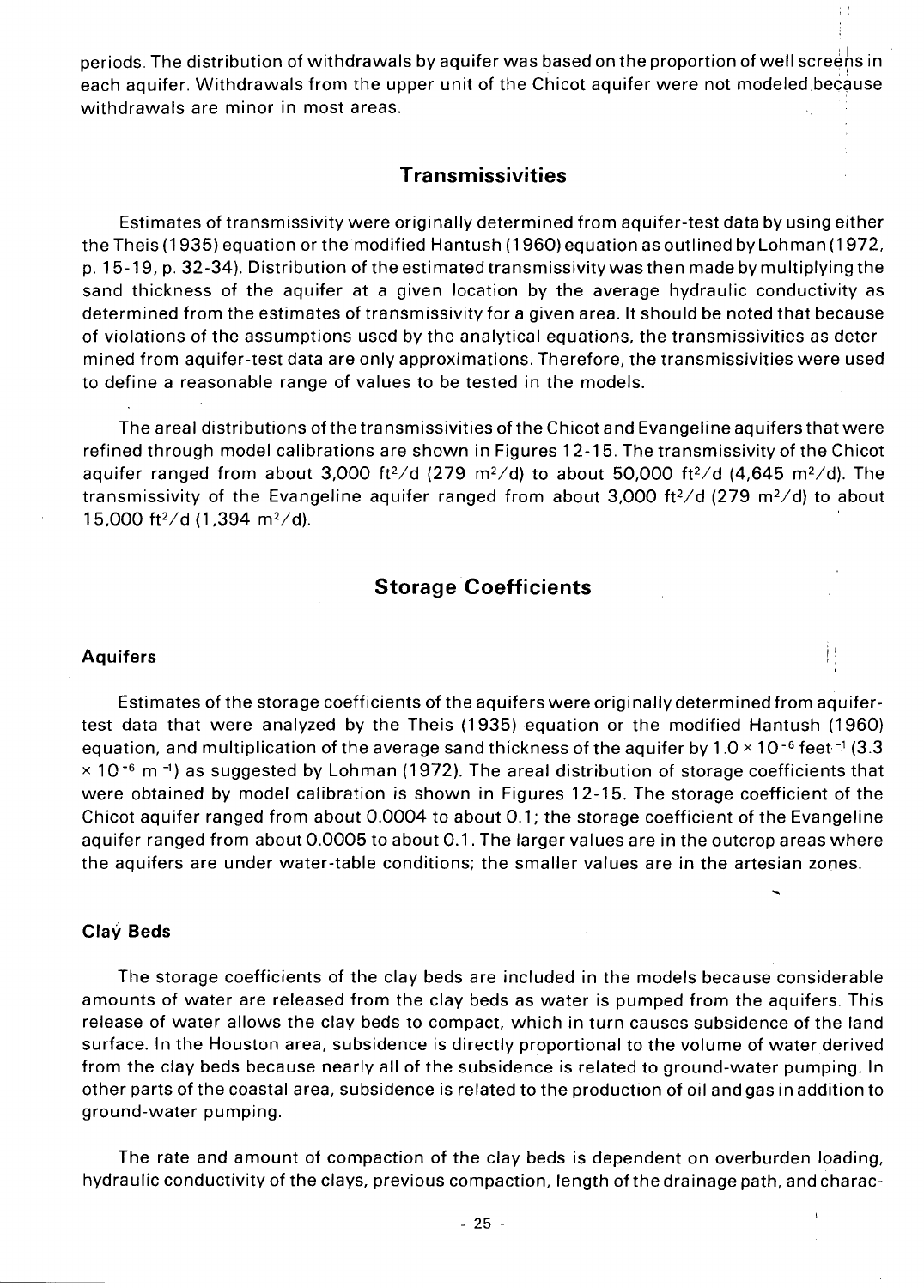periods. The distribution of withdrawals by aquifer was based on the proportion of well screens in each aquifer. Withdrawals from the upper unit of the Chicot aquifer were not modeled because withdrawals are minor in most areas.

## Transmissivities

Estimates of transmissivity were originally determined from aquifer-test data by using either the Theis (1935) equation or the modified Hantush (1960) equation as outlined by Lohman (1972, p. 15-19, p. 32-34). Distribution of the estimated transmissivity was then made by multiplying the sand thickness of the aquifer at a given location by the average hydraulic conductivity as determined from the estimates of transmissivity for a given area. It should be noted that because of violations of the assumptions used by the analytical equations, the transmissivities as determined from aquifer-test data are only approximations. Therefore, the transmissivities were used to define a reasonable range of values to be tested in the models.

The areal distributions of the transmissivities of the Chicot and Evangeline aquifers that were refined through model calibrations are shown in Figures 12-15. The transmissivity of the Chicot aquifer ranged from about 3,000 $ft^2/d$ (279 $m^2/d$) to about 50,000 $ft^2/d$ (4,645 $m^2/d$). The transmissivity of the Evangeline aquifer ranged from about 3,000 $ft^2/d$ (279 $m^2/d$) to about 15,000 $ft^2/d$ (1,394 $m^2/d$).

## Storage Coefficients

### Aquifers

Estimates of the storage coefficients of the aquifers were originally determined from aquifer-test data that were analyzed by the Theis (1935) equation or the modified Hantush (1960) equation, and multiplication of the average sand thickness of the aquifer by $1.0 \times 10^{-6}$ $feet^{-1}$ ($3.3 \times 10^{-6}$ $m^{-1}$) as suggested by Lohman (1972). The areal distribution of storage coefficients that were obtained by model calibration is shown in Figures 12-15. The storage coefficient of the Chicot aquifer ranged from about 0.0004 to about 0.1; the storage coefficient of the Evangeline aquifer ranged from about 0.0005 to about 0.1. The larger values are in the outcrop areas where the aquifers are under water-table conditions; the smaller values are in the artesian zones.

### Clay Beds

The storage coefficients of the clay beds are included in the models because considerable amounts of water are released from the clay beds as water is pumped from the aquifers. This release of water allows the clay beds to compact, which in turn causes subsidence of the land surface. In the Houston area, subsidence is directly proportional to the volume of water derived from the clay beds because nearly all of the subsidence is related to ground-water pumping. In other parts of the coastal area, subsidence is related to the production of oil and gas in addition to ground-water pumping.

The rate and amount of compaction of the clay beds is dependent on overburden loading, hydraulic conductivity of the clays, previous compaction, length of the drainage path, and charac-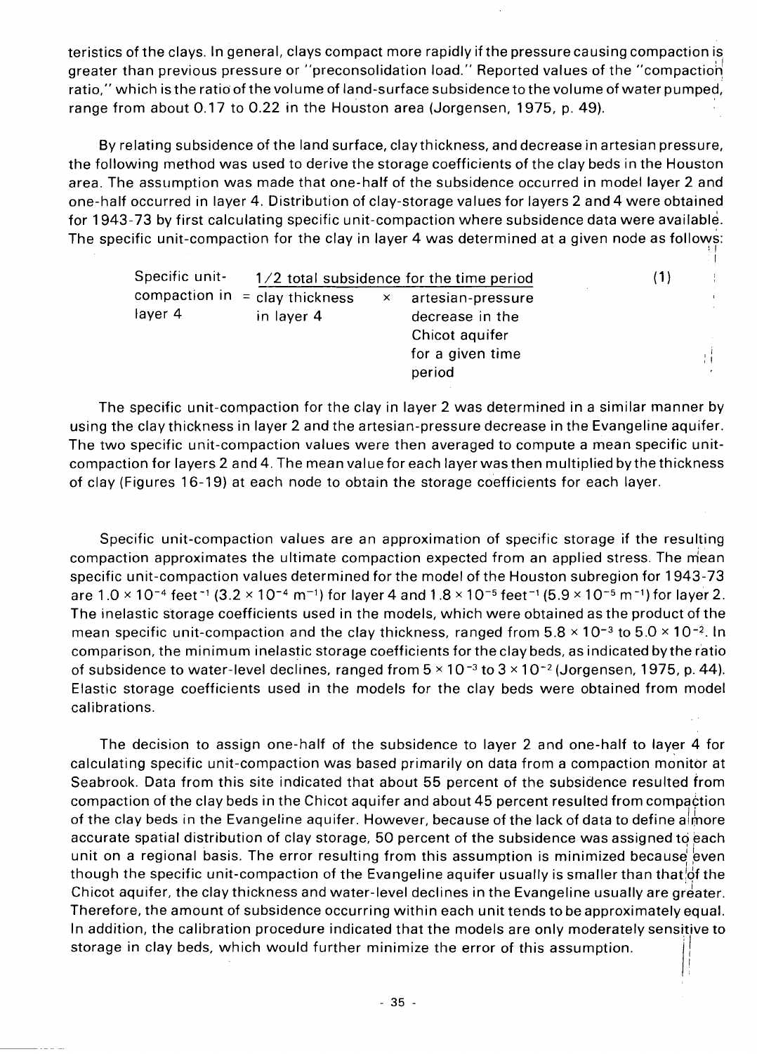teristics of the clays. In general, clays compact more rapidly if the pressure causing compaction is greater than previous pressure or "preconsolidation load." Reported values of the "compaction ratio," which is the ratio of the volume of land-surface subsidence to the volume of water pumped, range from about 0.17 to 0.22 in the Houston area (Jorgensen, 1975, p. 49).

By relating subsidence of the land surface, clay thickness, and decrease in artesian pressure, the following method was used to derive the storage coefficients of the clay beds in the Houston area. The assumption was made that one-half of the subsidence occurred in model layer 2 and one-half occurred in layer 4. Distribution of clay-storage values for layers 2 and 4 were obtained for 1943-73 by first calculating specific unit-compaction where subsidence data were available. The specific unit-compaction for the clay in layer 4 was determined at a given node as follows:

$$\text{Specific unit-compaction in layer 4} = \frac{1/2 \text{ total subsidence for the time period}}{\text{clay thickness in layer 4} \times \text{artesian-pressure decrease in the Chicot aquifer for a given time period}} \qquad (1)$$

The specific unit-compaction for the clay in layer 2 was determined in a similar manner by using the clay thickness in layer 2 and the artesian-pressure decrease in the Evangeline aquifer. The two specific unit-compaction values were then averaged to compute a mean specific unit-compaction for layers 2 and 4. The mean value for each layer was then multiplied by the thickness of clay (Figures 16-19) at each node to obtain the storage coefficients for each layer.

Specific unit-compaction values are an approximation of specific storage if the resulting compaction approximates the ultimate compaction expected from an applied stress. The mean specific unit-compaction values determined for the model of the Houston subregion for 1943-73 are $1.0 \times 10^{-4}$ feet$^{-1}$ ($3.2 \times 10^{-4}$ m$^{-1}$) for layer 4 and $1.8 \times 10^{-5}$ feet$^{-1}$ ($5.9 \times 10^{-5}$ m$^{-1}$) for layer 2. The inelastic storage coefficients used in the models, which were obtained as the product of the mean specific unit-compaction and the clay thickness, ranged from $5.8 \times 10^{-3}$ to $5.0 \times 10^{-2}$. In comparison, the minimum inelastic storage coefficients for the clay beds, as indicated by the ratio of subsidence to water-level declines, ranged from $5 \times 10^{-3}$ to $3 \times 10^{-2}$ (Jorgensen, 1975, p. 44). Elastic storage coefficients used in the models for the clay beds were obtained from model calibrations.

The decision to assign one-half of the subsidence to layer 2 and one-half to layer 4 for calculating specific unit-compaction was based primarily on data from a compaction monitor at Seabrook. Data from this site indicated that about 55 percent of the subsidence resulted from compaction of the clay beds in the Chicot aquifer and about 45 percent resulted from compaction of the clay beds in the Evangeline aquifer. However, because of the lack of data to define a more accurate spatial distribution of clay storage, 50 percent of the subsidence was assigned to each unit on a regional basis. The error resulting from this assumption is minimized because even though the specific unit-compaction of the Evangeline aquifer usually is smaller than that of the Chicot aquifer, the clay thickness and water-level declines in the Evangeline usually are greater. Therefore, the amount of subsidence occurring within each unit tends to be approximately equal. In addition, the calibration procedure indicated that the models are only moderately sensitive to storage in clay beds, which would further minimize the error of this assumption.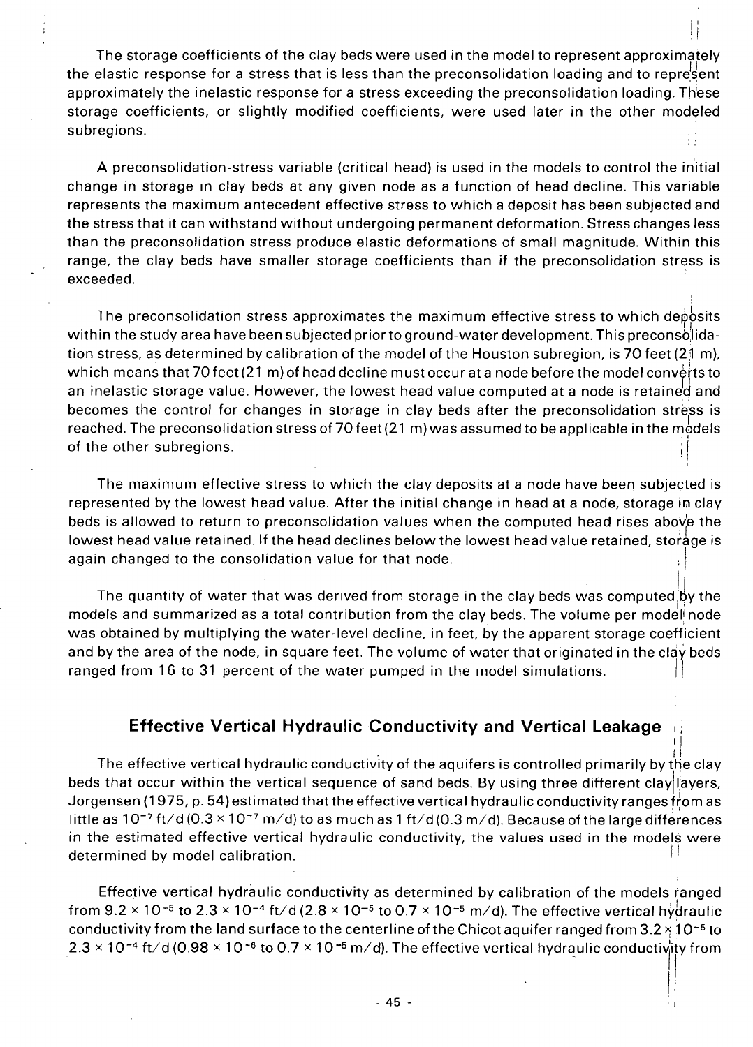The storage coefficients of the clay beds were used in the model to represent approximately the elastic response for a stress that is less than the preconsolidation loading and to represent approximately the inelastic response for a stress exceeding the preconsolidation loading. These storage coefficients, or slightly modified coefficients, were used later in the other modeled subregions.

A preconsolidation-stress variable (critical head) is used in the models to control the initial change in storage in clay beds at any given node as a function of head decline. This variable represents the maximum antecedent effective stress to which a deposit has been subjected and the stress that it can withstand without undergoing permanent deformation. Stress changes less than the preconsolidation stress produce elastic deformations of small magnitude. Within this range, the clay beds have smaller storage coefficients than if the preconsolidation stress is exceeded.

The preconsolidation stress approximates the maximum effective stress to which deposits within the study area have been subjected prior to ground-water development. This preconsolidation stress, as determined by calibration of the model of the Houston subregion, is 70 feet (21 m), which means that 70 feet (21 m) of head decline must occur at a node before the model converts to an inelastic storage value. However, the lowest head value computed at a node is retained and becomes the control for changes in storage in clay beds after the preconsolidation stress is reached. The preconsolidation stress of 70 feet (21 m) was assumed to be applicable in the models of the other subregions.

The maximum effective stress to which the clay deposits at a node have been subjected is represented by the lowest head value. After the initial change in head at a node, storage in clay beds is allowed to return to preconsolidation values when the computed head rises above the lowest head value retained. If the head declines below the lowest head value retained, storage is again changed to the consolidation value for that node.

The quantity of water that was derived from storage in the clay beds was computed by the models and summarized as a total contribution from the clay beds. The volume per model node was obtained by multiplying the water-level decline, in feet, by the apparent storage coefficient and by the area of the node, in square feet. The volume of water that originated in the clay beds ranged from 16 to 31 percent of the water pumped in the model simulations.

## Effective Vertical Hydraulic Conductivity and Vertical Leakage

The effective vertical hydraulic conductivity of the aquifers is controlled primarily by the clay beds that occur within the vertical sequence of sand beds. By using three different clay layers, Jorgensen (1975, p. 54) estimated that the effective vertical hydraulic conductivity ranges from as little as $10^{-7}$ ft/d ($0.3 \times 10^{-7}$ m/d) to as much as 1 ft/d (0.3 m/d). Because of the large differences in the estimated effective vertical hydraulic conductivity, the values used in the models were determined by model calibration.

Effective vertical hydraulic conductivity as determined by calibration of the models ranged from $9.2 \times 10^{-5}$ to $2.3 \times 10^{-4}$ ft/d ($2.8 \times 10^{-5}$ to $0.7 \times 10^{-5}$ m/d). The effective vertical hydraulic conductivity from the land surface to the centerline of the Chicot aquifer ranged from $3.2 \times 10^{-5}$ to $2.3 \times 10^{-4}$ ft/d ($0.98 \times 10^{-6}$ to $0.7 \times 10^{-5}$ m/d). The effective vertical hydraulic conductivity from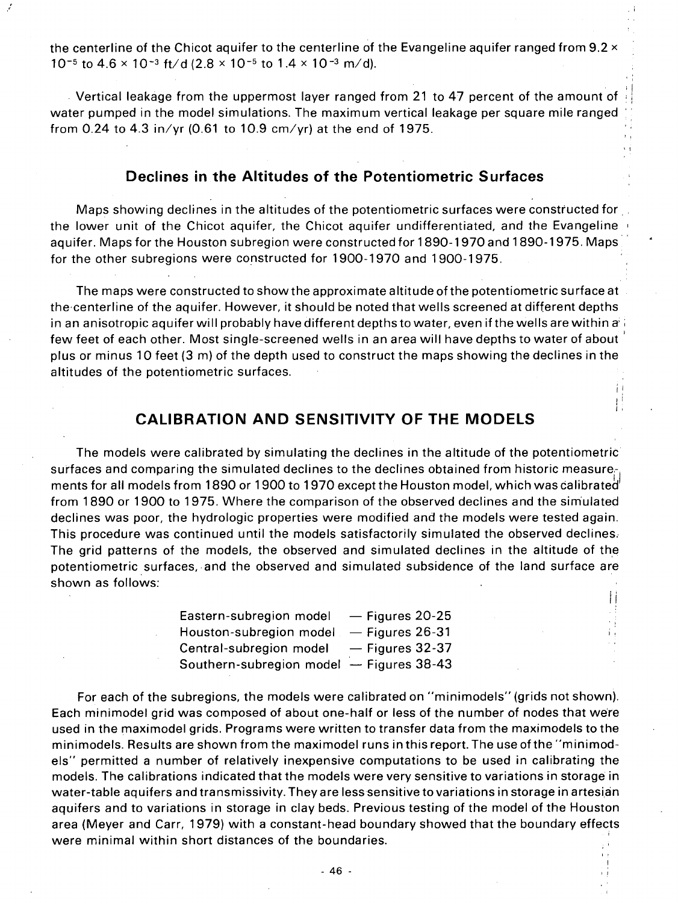the centerline of the Chicot aquifer to the centerline of the Evangeline aquifer ranged from $9.2 \times 10^{-5}$ to $4.6 \times 10^{-3}$ ft/d ($2.8 \times 10^{-5}$ to $1.4 \times 10^{-3}$ m/d).

Vertical leakage from the uppermost layer ranged from 21 to 47 percent of the amount of water pumped in the model simulations. The maximum vertical leakage per square mile ranged from 0.24 to 4.3 in/yr (0.61 to 10.9 cm/yr) at the end of 1975.

### Declines in the Altitudes of the Potentiometric Surfaces

Maps showing declines in the altitudes of the potentiometric surfaces were constructed for the lower unit of the Chicot aquifer, the Chicot aquifer undifferentiated, and the Evangeline aquifer. Maps for the Houston subregion were constructed for 1890-1970 and 1890-1975. Maps for the other subregions were constructed for 1900-1970 and 1900-1975.

The maps were constructed to show the approximate altitude of the potentiometric surface at the centerline of the aquifer. However, it should be noted that wells screened at different depths in an anisotropic aquifer will probably have different depths to water, even if the wells are within a few feet of each other. Most single-screened wells in an area will have depths to water of about plus or minus 10 feet (3 m) of the depth used to construct the maps showing the declines in the altitudes of the potentiometric surfaces.

## CALIBRATION AND SENSITIVITY OF THE MODELS

The models were calibrated by simulating the declines in the altitude of the potentiometric surfaces and comparing the simulated declines to the declines obtained from historic measurements for all models from 1890 or 1900 to 1970 except the Houston model, which was calibrated from 1890 or 1900 to 1975. Where the comparison of the observed declines and the simulated declines was poor, the hydrologic properties were modified and the models were tested again. This procedure was continued until the models satisfactorily simulated the observed declines. The grid patterns of the models, the observed and simulated declines in the altitude of the potentiometric surfaces, and the observed and simulated subsidence of the land surface are shown as follows:

| | |
|---|---|
| Eastern-subregion model | — Figures 20-25 |
| Houston-subregion model | — Figures 26-31 |
| Central-subregion model | — Figures 32-37 |
| Southern-subregion model | — Figures 38-43 |

For each of the subregions, the models were calibrated on "minimodels" (grids not shown). Each minimodel grid was composed of about one-half or less of the number of nodes that were used in the maximodel grids. Programs were written to transfer data from the maximodels to the minimodels. Results are shown from the maximodel runs in this report. The use of the "minimodels" permitted a number of relatively inexpensive computations to be used in calibrating the models. The calibrations indicated that the models were very sensitive to variations in storage in water-table aquifers and transmissivity. They are less sensitive to variations in storage in artesian aquifers and to variations in storage in clay beds. Previous testing of the model of the Houston area (Meyer and Carr, 1979) with a constant-head boundary showed that the boundary effects were minimal within short distances of the boundaries.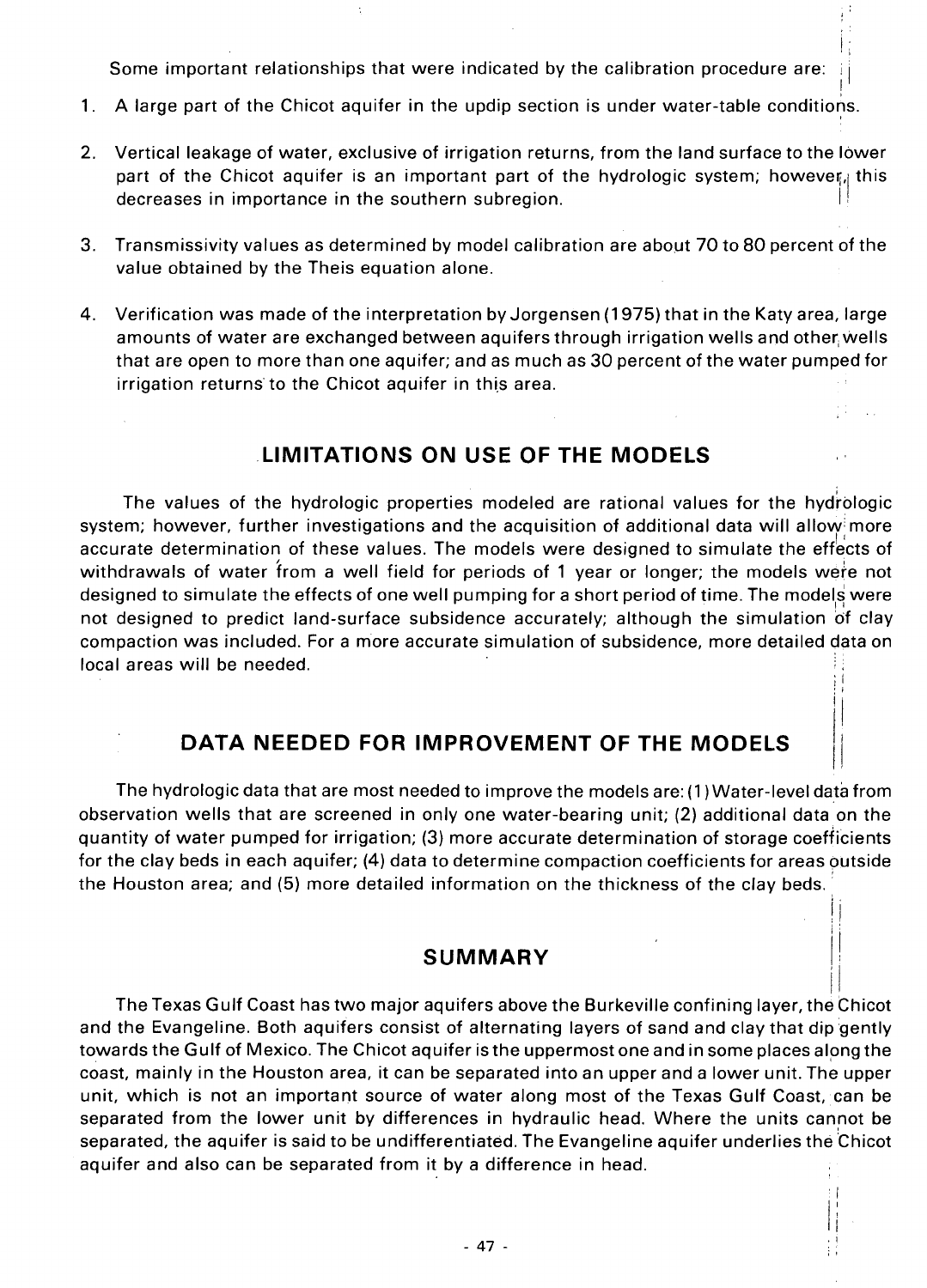Some important relationships that were indicated by the calibration procedure are:

1. A large part of the Chicot aquifer in the updip section is under water-table conditions.

2. Vertical leakage of water, exclusive of irrigation returns, from the land surface to the lower part of the Chicot aquifer is an important part of the hydrologic system; however, this decreases in importance in the southern subregion.

3. Transmissivity values as determined by model calibration are about 70 to 80 percent of the value obtained by the Theis equation alone.

4. Verification was made of the interpretation by Jorgensen (1975) that in the Katy area, large amounts of water are exchanged between aquifers through irrigation wells and other wells that are open to more than one aquifer; and as much as 30 percent of the water pumped for irrigation returns to the Chicot aquifer in this area.

## LIMITATIONS ON USE OF THE MODELS

The values of the hydrologic properties modeled are rational values for the hydrologic system; however, further investigations and the acquisition of additional data will allow more accurate determination of these values. The models were designed to simulate the effects of withdrawals of water from a well field for periods of 1 year or longer; the models were not designed to simulate the effects of one well pumping for a short period of time. The models were not designed to predict land-surface subsidence accurately; although the simulation of clay compaction was included. For a more accurate simulation of subsidence, more detailed data on local areas will be needed.

## DATA NEEDED FOR IMPROVEMENT OF THE MODELS

The hydrologic data that are most needed to improve the models are: (1) Water-level data from observation wells that are screened in only one water-bearing unit; (2) additional data on the quantity of water pumped for irrigation; (3) more accurate determination of storage coefficients for the clay beds in each aquifer; (4) data to determine compaction coefficients for areas outside the Houston area; and (5) more detailed information on the thickness of the clay beds.

## SUMMARY

The Texas Gulf Coast has two major aquifers above the Burkeville confining layer, the Chicot and the Evangeline. Both aquifers consist of alternating layers of sand and clay that dip gently towards the Gulf of Mexico. The Chicot aquifer is the uppermost one and in some places along the coast, mainly in the Houston area, it can be separated into an upper and a lower unit. The upper unit, which is not an important source of water along most of the Texas Gulf Coast, can be separated from the lower unit by differences in hydraulic head. Where the units cannot be separated, the aquifer is said to be undifferentiated. The Evangeline aquifer underlies the Chicot aquifer and also can be separated from it by a difference in head.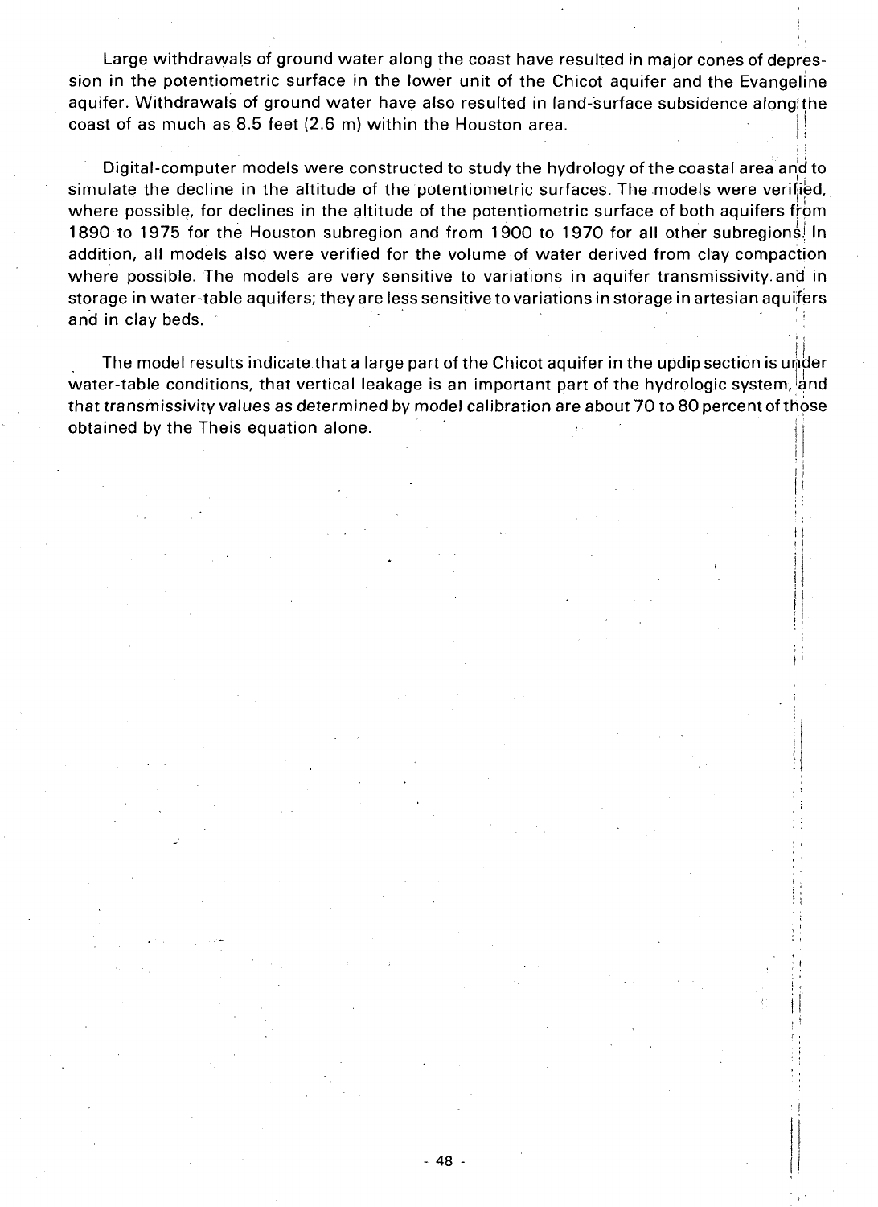Large withdrawals of ground water along the coast have resulted in major cones of depression in the potentiometric surface in the lower unit of the Chicot aquifer and the Evangeline aquifer. Withdrawals of ground water have also resulted in land-surface subsidence along the coast of as much as 8.5 feet (2.6 m) within the Houston area.

Digital-computer models were constructed to study the hydrology of the coastal area and to simulate the decline in the altitude of the potentiometric surfaces. The models were verified, where possible, for declines in the altitude of the potentiometric surface of both aquifers from 1890 to 1975 for the Houston subregion and from 1900 to 1970 for all other subregions. In addition, all models also were verified for the volume of water derived from clay compaction where possible. The models are very sensitive to variations in aquifer transmissivity and in storage in water-table aquifers; they are less sensitive to variations in storage in artesian aquifers and in clay beds.

The model results indicate that a large part of the Chicot aquifer in the updip section is under water-table conditions, that vertical leakage is an important part of the hydrologic system, and that transmissivity values as determined by model calibration are about 70 to 80 percent of those obtained by the Theis equation alone.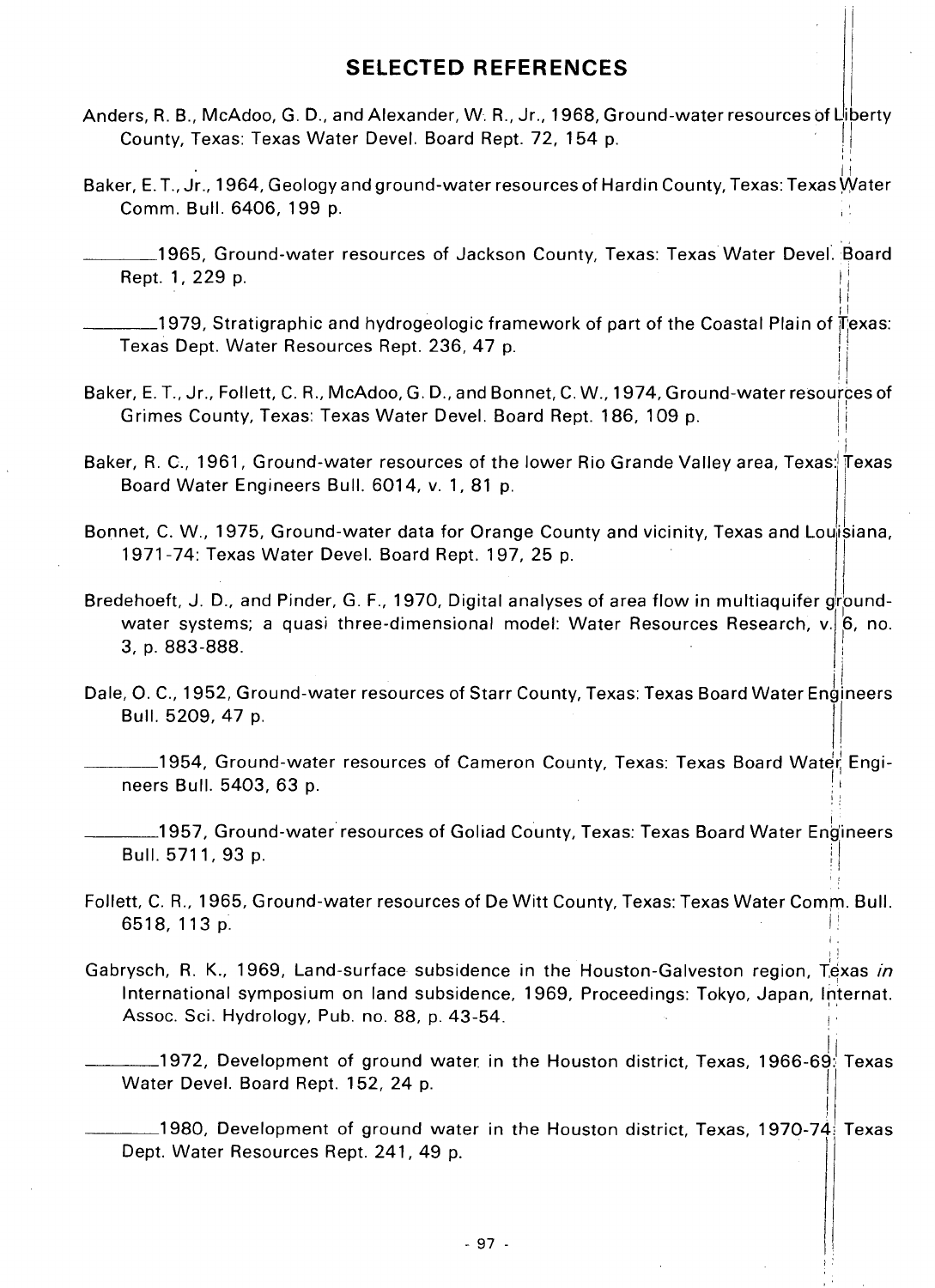## SELECTED REFERENCES

Anders, R. B., McAdoo, G. D., and Alexander, W. R., Jr., 1968, Ground-water resources of Liberty County, Texas: Texas Water Devel. Board Rept. 72, 154 p.

Baker, E. T., Jr., 1964, Geology and ground-water resources of Hardin County, Texas: Texas Water Comm. Bull. 6406, 199 p.

\_\_\_\_\_\_\_\_1965, Ground-water resources of Jackson County, Texas: Texas Water Devel. Board Rept. 1, 229 p.

\_\_\_\_\_\_\_\_1979, Stratigraphic and hydrogeologic framework of part of the Coastal Plain of Texas: Texas Dept. Water Resources Rept. 236, 47 p.

Baker, E. T., Jr., Follett, C. R., McAdoo, G. D., and Bonnet, C. W., 1974, Ground-water resources of Grimes County, Texas: Texas Water Devel. Board Rept. 186, 109 p.

Baker, R. C., 1961, Ground-water resources of the lower Rio Grande Valley area, Texas: Texas Board Water Engineers Bull. 6014, v. 1, 81 p.

Bonnet, C. W., 1975, Ground-water data for Orange County and vicinity, Texas and Louisiana, 1971-74: Texas Water Devel. Board Rept. 197, 25 p.

Bredehoeft, J. D., and Pinder, G. F., 1970, Digital analyses of area flow in multiaquifer ground-water systems; a quasi three-dimensional model: Water Resources Research, v. 6, no. 3, p. 883-888.

Dale, O. C., 1952, Ground-water resources of Starr County, Texas: Texas Board Water Engineers Bull. 5209, 47 p.

\_\_\_\_\_\_\_\_1954, Ground-water resources of Cameron County, Texas: Texas Board Water Engineers Bull. 5403, 63 p.

\_\_\_\_\_\_\_\_1957, Ground-water resources of Goliad County, Texas: Texas Board Water Engineers Bull. 5711, 93 p.

Follett, C. R., 1965, Ground-water resources of De Witt County, Texas: Texas Water Comm. Bull. 6518, 113 p.

Gabrysch, R. K., 1969, Land-surface subsidence in the Houston-Galveston region, Texas *in* International symposium on land subsidence, 1969, Proceedings: Tokyo, Japan, Internat. Assoc. Sci. Hydrology, Pub. no. 88, p. 43-54.

\_\_\_\_\_\_\_\_1972, Development of ground water in the Houston district, Texas, 1966-69: Texas Water Devel. Board Rept. 152, 24 p.

\_\_\_\_\_\_\_\_1980, Development of ground water in the Houston district, Texas, 1970-74: Texas Dept. Water Resources Rept. 241, 49 p.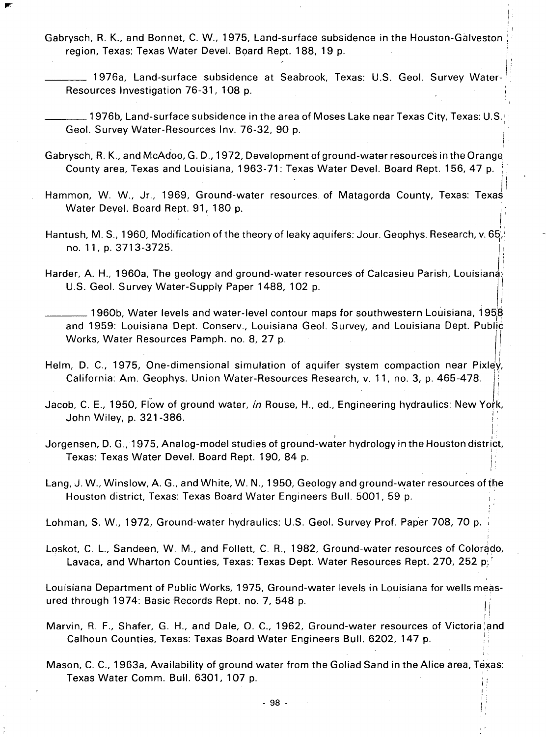Gabrysch, R. K., and Bonnet, C. W., 1975, Land-surface subsidence in the Houston-Galveston region, Texas: Texas Water Devel. Board Rept. 188, 19 p.

________ 1976a, Land-surface subsidence at Seabrook, Texas: U.S. Geol. Survey Water-Resources Investigation 76-31, 108 p.

________ 1976b, Land-surface subsidence in the area of Moses Lake near Texas City, Texas: U.S. Geol. Survey Water-Resources Inv. 76-32, 90 p.

Gabrysch, R. K., and McAdoo, G. D., 1972, Development of ground-water resources in the Orange County area, Texas and Louisiana, 1963-71: Texas Water Devel. Board Rept. 156, 47 p.

Hammon, W. W., Jr., 1969, Ground-water resources of Matagorda County, Texas: Texas Water Devel. Board Rept. 91, 180 p.

Hantush, M. S., 1960, Modification of the theory of leaky aquifers: Jour. Geophys. Research, v. 65, no. 11, p. 3713-3725.

Harder, A. H., 1960a, The geology and ground-water resources of Calcasieu Parish, Louisiana: U.S. Geol. Survey Water-Supply Paper 1488, 102 p.

________ 1960b, Water levels and water-level contour maps for southwestern Louisiana, 1958 and 1959: Louisiana Dept. Conserv., Louisiana Geol. Survey, and Louisiana Dept. Public Works, Water Resources Pamph. no. 8, 27 p.

Helm, D. C., 1975, One-dimensional simulation of aquifer system compaction near Pixley, California: Am. Geophys. Union Water-Resources Research, v. 11, no. 3, p. 465-478.

Jacob, C. E., 1950, Flow of ground water, *in* Rouse, H., ed., Engineering hydraulics: New York, John Wiley, p. 321-386.

Jorgensen, D. G., 1975, Analog-model studies of ground-water hydrology in the Houston district, Texas: Texas Water Devel. Board Rept. 190, 84 p.

Lang, J. W., Winslow, A. G., and White, W. N., 1950, Geology and ground-water resources of the Houston district, Texas: Texas Board Water Engineers Bull. 5001, 59 p.

Lohman, S. W., 1972, Ground-water hydraulics: U.S. Geol. Survey Prof. Paper 708, 70 p.

Loskot, C. L., Sandeen, W. M., and Follett, C. R., 1982, Ground-water resources of Colorado, Lavaca, and Wharton Counties, Texas: Texas Dept. Water Resources Rept. 270, 252 p.

Louisiana Department of Public Works, 1975, Ground-water levels in Louisiana for wells measured through 1974: Basic Records Rept. no. 7, 548 p.

Marvin, R. F., Shafer, G. H., and Dale, O. C., 1962, Ground-water resources of Victoria and Calhoun Counties, Texas: Texas Board Water Engineers Bull. 6202, 147 p.

Mason, C. C., 1963a, Availability of ground water from the Goliad Sand in the Alice area, Texas: Texas Water Comm. Bull. 6301, 107 p.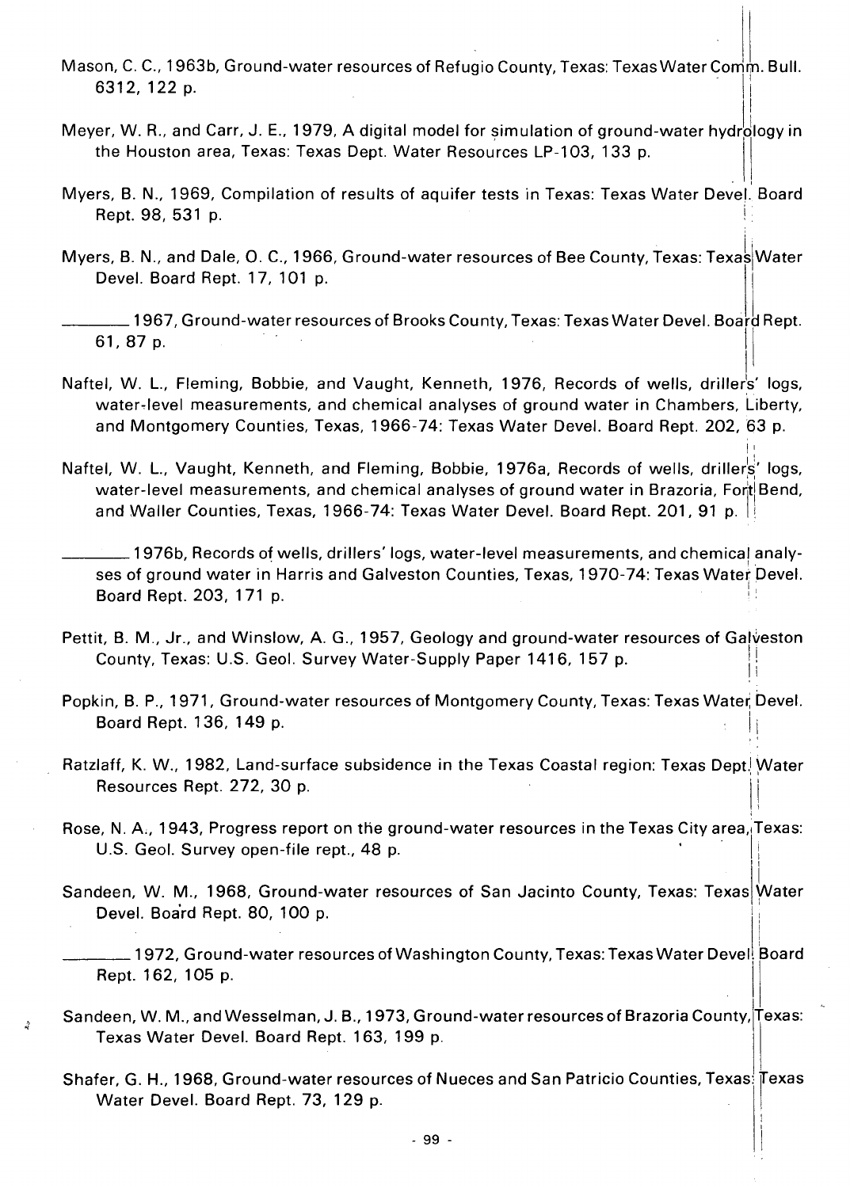Mason, C. C., 1963b, Ground-water resources of Refugio County, Texas: Texas Water Comm. Bull. 6312, 122 p.

Meyer, W. R., and Carr, J. E., 1979, A digital model for simulation of ground-water hydrology in the Houston area, Texas: Texas Dept. Water Resources LP-103, 133 p.

Myers, B. N., 1969, Compilation of results of aquifer tests in Texas: Texas Water Devel. Board Rept. 98, 531 p.

Myers, B. N., and Dale, O. C., 1966, Ground-water resources of Bee County, Texas: Texas Water Devel. Board Rept. 17, 101 p.

________ 1967, Ground-water resources of Brooks County, Texas: Texas Water Devel. Board Rept. 61, 87 p.

Naftel, W. L., Fleming, Bobbie, and Vaught, Kenneth, 1976, Records of wells, drillers' logs, water-level measurements, and chemical analyses of ground water in Chambers, Liberty, and Montgomery Counties, Texas, 1966-74: Texas Water Devel. Board Rept. 202, 63 p.

Naftel, W. L., Vaught, Kenneth, and Fleming, Bobbie, 1976a, Records of wells, drillers' logs, water-level measurements, and chemical analyses of ground water in Brazoria, Fort Bend, and Waller Counties, Texas, 1966-74: Texas Water Devel. Board Rept. 201, 91 p.

________ 1976b, Records of wells, drillers' logs, water-level measurements, and chemical analyses of ground water in Harris and Galveston Counties, Texas, 1970-74: Texas Water Devel. Board Rept. 203, 171 p.

Pettit, B. M., Jr., and Winslow, A. G., 1957, Geology and ground-water resources of Galveston County, Texas: U.S. Geol. Survey Water-Supply Paper 1416, 157 p.

Popkin, B. P., 1971, Ground-water resources of Montgomery County, Texas: Texas Water Devel. Board Rept. 136, 149 p.

Ratzlaff, K. W., 1982, Land-surface subsidence in the Texas Coastal region: Texas Dept. Water Resources Rept. 272, 30 p.

Rose, N. A., 1943, Progress report on the ground-water resources in the Texas City area, Texas: U.S. Geol. Survey open-file rept., 48 p.

Sandeen, W. M., 1968, Ground-water resources of San Jacinto County, Texas: Texas Water Devel. Board Rept. 80, 100 p.

________ 1972, Ground-water resources of Washington County, Texas: Texas Water Devel. Board Rept. 162, 105 p.

Sandeen, W. M., and Wesselman, J. B., 1973, Ground-water resources of Brazoria County, Texas: Texas Water Devel. Board Rept. 163, 199 p.

Shafer, G. H., 1968, Ground-water resources of Nueces and San Patricio Counties, Texas: Texas Water Devel. Board Rept. 73, 129 p.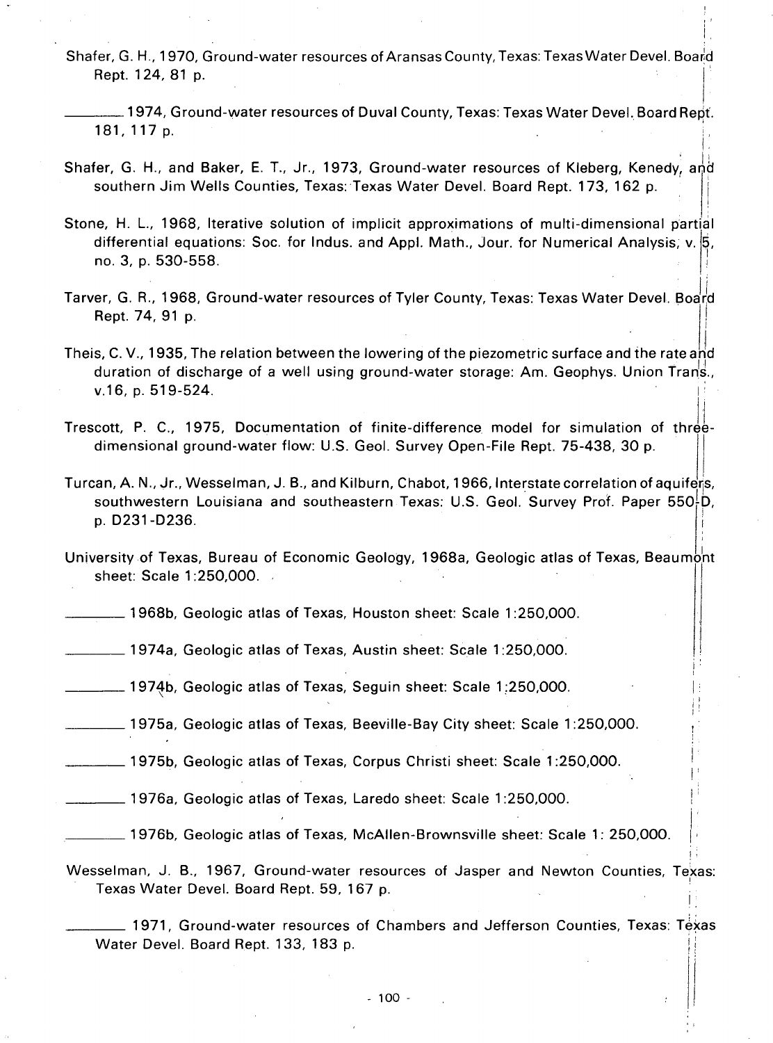Shafer, G. H., 1970, Ground-water resources of Aransas County, Texas: Texas Water Devel. Board Rept. 124, 81 p.

________ 1974, Ground-water resources of Duval County, Texas: Texas Water Devel. Board Rept. 181, 117 p.

Shafer, G. H., and Baker, E. T., Jr., 1973, Ground-water resources of Kleberg, Kenedy, and southern Jim Wells Counties, Texas: Texas Water Devel. Board Rept. 173, 162 p.

Stone, H. L., 1968, Iterative solution of implicit approximations of multi-dimensional partial differential equations: Soc. for Indus. and Appl. Math., Jour. for Numerical Analysis, v. 5, no. 3, p. 530-558.

Tarver, G. R., 1968, Ground-water resources of Tyler County, Texas: Texas Water Devel. Board Rept. 74, 91 p.

Theis, C. V., 1935, The relation between the lowering of the piezometric surface and the rate and duration of discharge of a well using ground-water storage: Am. Geophys. Union Trans., v.16, p. 519-524.

Trescott, P. C., 1975, Documentation of finite-difference model for simulation of three-dimensional ground-water flow: U.S. Geol. Survey Open-File Rept. 75-438, 30 p.

Turcan, A. N., Jr., Wesselman, J. B., and Kilburn, Chabot, 1966, Interstate correlation of aquifers, southwestern Louisiana and southeastern Texas: U.S. Geol. Survey Prof. Paper 550-D, p. D231-D236.

University of Texas, Bureau of Economic Geology, 1968a, Geologic atlas of Texas, Beaumont sheet: Scale 1:250,000.

________ 1968b, Geologic atlas of Texas, Houston sheet: Scale 1:250,000.

________ 1974a, Geologic atlas of Texas, Austin sheet: Scale 1:250,000.

________ 1974b, Geologic atlas of Texas, Seguin sheet: Scale 1:250,000.

________ 1975a, Geologic atlas of Texas, Beeville-Bay City sheet: Scale 1:250,000.

________ 1975b, Geologic atlas of Texas, Corpus Christi sheet: Scale 1:250,000.

________ 1976a, Geologic atlas of Texas, Laredo sheet: Scale 1:250,000.

________ 1976b, Geologic atlas of Texas, McAllen-Brownsville sheet: Scale 1: 250,000.

Wesselman, J. B., 1967, Ground-water resources of Jasper and Newton Counties, Texas: Texas Water Devel. Board Rept. 59, 167 p.

________ 1971, Ground-water resources of Chambers and Jefferson Counties, Texas: Texas Water Devel. Board Rept. 133, 183 p.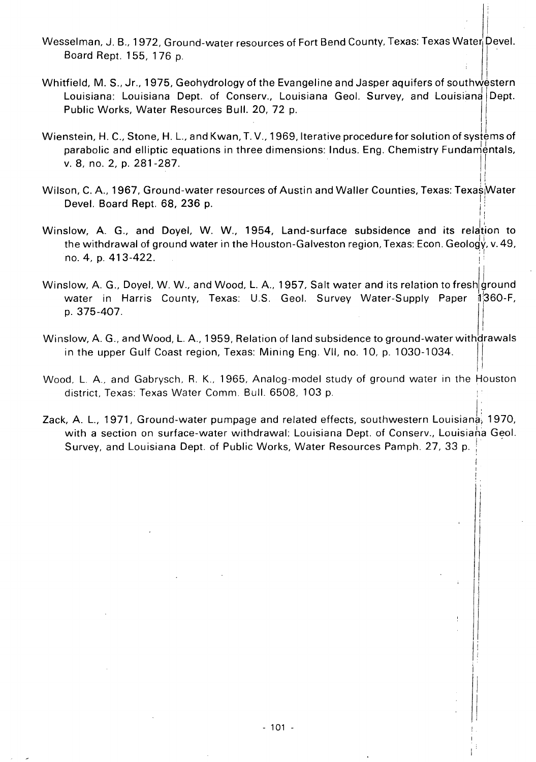Wesselman, J. B., 1972, Ground-water resources of Fort Bend County, Texas: Texas Water Devel. Board Rept. 155, 176 p.

Whitfield, M. S., Jr., 1975, Geohydrology of the Evangeline and Jasper aquifers of southwestern Louisiana: Louisiana Dept. of Conserv., Louisiana Geol. Survey, and Louisiana Dept. Public Works, Water Resources Bull. 20, 72 p.

Wienstein, H. C., Stone, H. L., and Kwan, T. V., 1969, Iterative procedure for solution of systems of parabolic and elliptic equations in three dimensions: Indus. Eng. Chemistry Fundamentals, v. 8, no. 2, p. 281-287.

Wilson, C. A., 1967, Ground-water resources of Austin and Waller Counties, Texas: Texas Water Devel. Board Rept. 68, 236 p.

Winslow, A. G., and Doyel, W. W., 1954, Land-surface subsidence and its relation to the withdrawal of ground water in the Houston-Galveston region, Texas: Econ. Geology, v. 49, no. 4, p. 413-422.

Winslow, A. G., Doyel, W. W., and Wood, L. A., 1957, Salt water and its relation to fresh ground water in Harris County, Texas: U.S. Geol. Survey Water-Supply Paper 1360-F, p. 375-407.

Winslow, A. G., and Wood, L. A., 1959, Relation of land subsidence to ground-water withdrawals in the upper Gulf Coast region, Texas: Mining Eng. VII, no. 10, p. 1030-1034.

Wood, L. A., and Gabrysch, R. K., 1965, Analog-model study of ground water in the Houston district, Texas: Texas Water Comm. Bull. 6508, 103 p.

Zack, A. L., 1971, Ground-water pumpage and related effects, southwestern Louisiana, 1970, with a section on surface-water withdrawal: Louisiana Dept. of Conserv., Louisiana Geol. Survey, and Louisiana Dept. of Public Works, Water Resources Pamph. 27, 33 p.